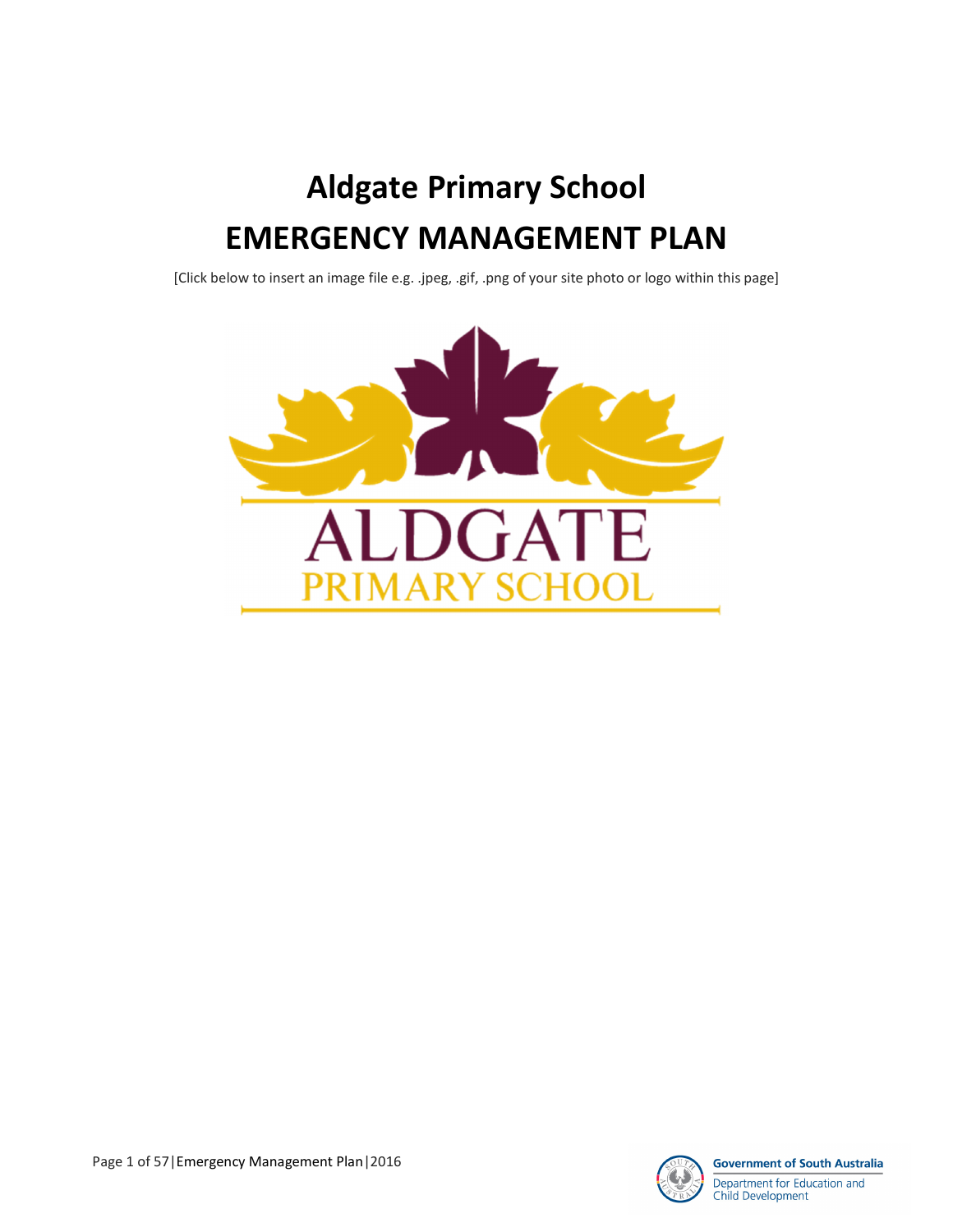# Aldgate Primary School

# EMERGENCY MANAGEMENT PLAN

[Click below to insert an image file e.g. .jpeg, .gif, .png of your site photo or logo within this page]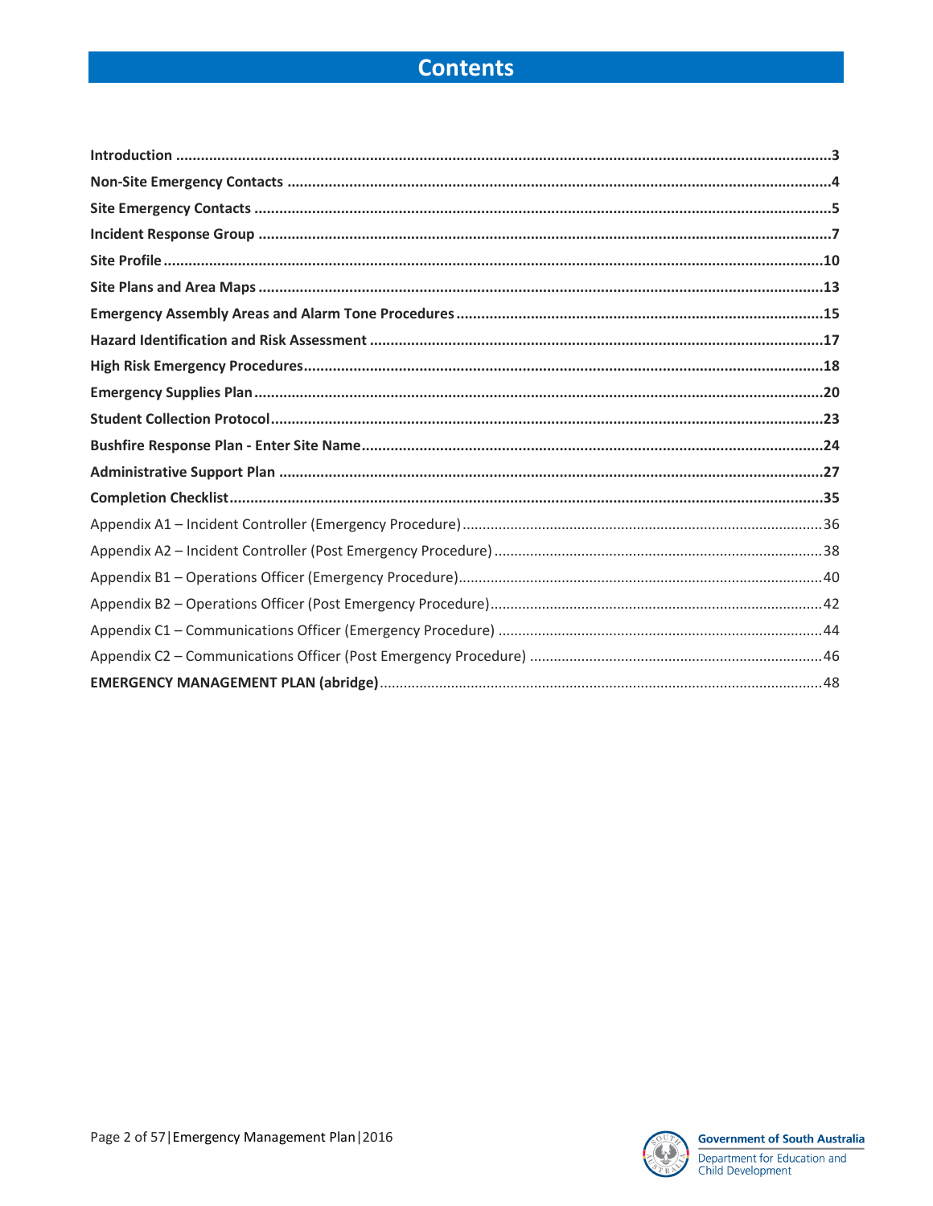# Contents

**Introduction** ....................................................................................................................................................3
**Non-Site Emergency Contacts** ...................................................................................................................4
**Site Emergency Contacts** ...........................................................................................................................5
**Incident Response Group** ..........................................................................................................................7
**Site Profile** ................................................................................................................................................10
**Site Plans and Area Maps** ........................................................................................................................13
**Emergency Assembly Areas and Alarm Tone Procedures** ......................................................................15
**Hazard Identification and Risk Assessment** ..............................................................................................17
**High Risk Emergency Procedures** ............................................................................................................18
**Emergency Supplies Plan** ..........................................................................................................................20
**Student Collection Protocol** ......................................................................................................................23
**Bushfire Response Plan - Enter Site Name** ..............................................................................................24
**Administrative Support Plan** ....................................................................................................................27
**Completion Checklist** ................................................................................................................................35
Appendix A1 – Incident Controller (Emergency Procedure) .........................................................................36
Appendix A2 – Incident Controller (Post Emergency Procedure) .................................................................38
Appendix B1 – Operations Officer (Emergency Procedure) ..........................................................................40
Appendix B2 – Operations Officer (Post Emergency Procedure) ..................................................................42
Appendix C1 – Communications Officer (Emergency Procedure) .................................................................44
Appendix C2 – Communications Officer (Post Emergency Procedure) .........................................................46
**EMERGENCY MANAGEMENT PLAN (abridge)** ...........................................................................................48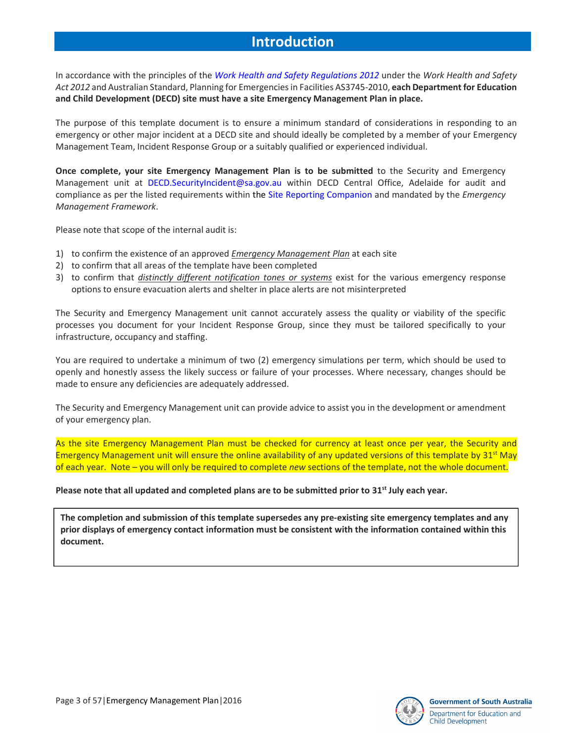# Introduction

In accordance with the principles of the *Work Health and Safety Regulations 2012* under the *Work Health and Safety Act 2012* and Australian Standard, Planning for Emergencies in Facilities AS3745-2010, **each Department for Education and Child Development (DECD) site must have a site Emergency Management Plan in place.**

The purpose of this template document is to ensure a minimum standard of considerations in responding to an emergency or other major incident at a DECD site and should ideally be completed by a member of your Emergency Management Team, Incident Response Group or a suitably qualified or experienced individual.

**Once complete, your site Emergency Management Plan is to be submitted** to the Security and Emergency Management unit at DECD.SecurityIncident@sa.gov.au within DECD Central Office, Adelaide for audit and compliance as per the listed requirements within the Site Reporting Companion and mandated by the *Emergency Management Framework*.

Please note that scope of the internal audit is:

1) to confirm the existence of an approved *Emergency Management Plan* at each site
2) to confirm that all areas of the template have been completed
3) to confirm that *distinctly different notification tones or systems* exist for the various emergency response options to ensure evacuation alerts and shelter in place alerts are not misinterpreted

The Security and Emergency Management unit cannot accurately assess the quality or viability of the specific processes you document for your Incident Response Group, since they must be tailored specifically to your infrastructure, occupancy and staffing.

You are required to undertake a minimum of two (2) emergency simulations per term, which should be used to openly and honestly assess the likely success or failure of your processes. Where necessary, changes should be made to ensure any deficiencies are adequately addressed.

The Security and Emergency Management unit can provide advice to assist you in the development or amendment of your emergency plan.

As the site Emergency Management Plan must be checked for currency at least once per year, the Security and Emergency Management unit will ensure the online availability of any updated versions of this template by 31st May of each year. Note – you will only be required to complete *new* sections of the template, not the whole document.

**Please note that all updated and completed plans are to be submitted prior to 31st July each year.**

**The completion and submission of this template supersedes any pre-existing site emergency templates and any prior displays of emergency contact information must be consistent with the information contained within this document.**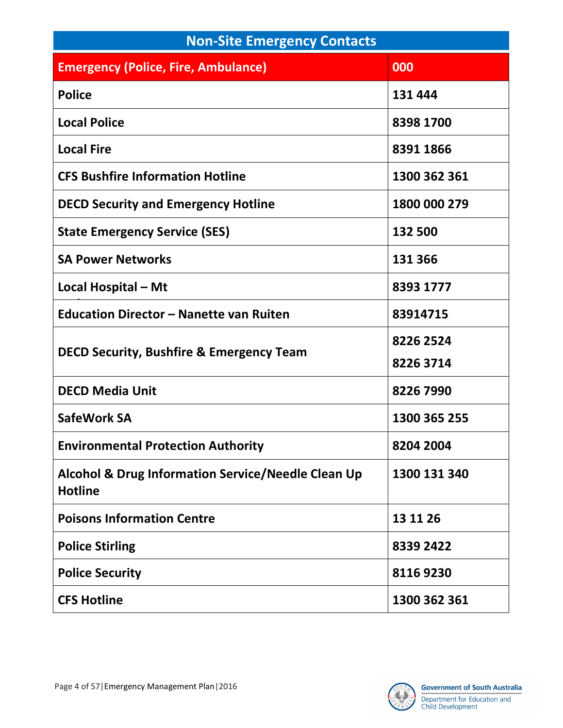| Non-Site Emergency Contacts | |
|---|---|
| **Emergency (Police, Fire, Ambulance)** | **000** |
| **Police** | **131 444** |
| **Local Police** | **8398 1700** |
| **Local Fire** | **8391 1866** |
| **CFS Bushfire Information Hotline** | **1300 362 361** |
| **DECD Security and Emergency Hotline** | **1800 000 279** |
| **State Emergency Service (SES)** | **132 500** |
| **SA Power Networks** | **131 366** |
| **Local Hospital – Mt** | **8393 1777** |
| **Education Director – Nanette van Ruiten** | **83914715** |
| **DECD Security, Bushfire & Emergency Team** | **8226 2524**<br>**8226 3714** |
| **DECD Media Unit** | **8226 7990** |
| **SafeWork SA** | **1300 365 255** |
| **Environmental Protection Authority** | **8204 2004** |
| **Alcohol & Drug Information Service/Needle Clean Up Hotline** | **1300 131 340** |
| **Poisons Information Centre** | **13 11 26** |
| **Police Stirling** | **8339 2422** |
| **Police Security** | **8116 9230** |
| **CFS Hotline** | **1300 362 361** |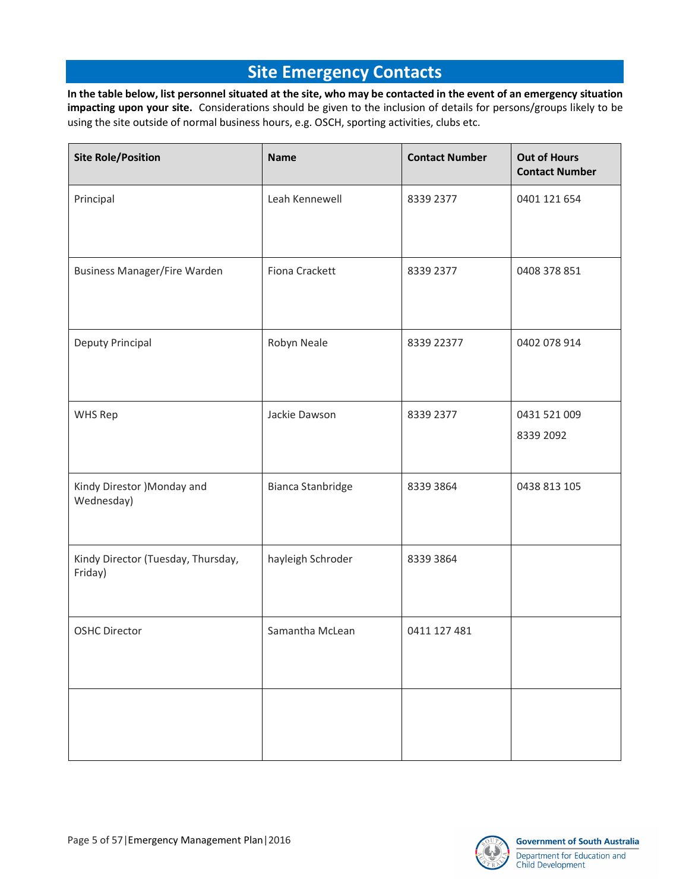# Site Emergency Contacts

**In the table below, list personnel situated at the site, who may be contacted in the event of an emergency situation impacting upon your site.** Considerations should be given to the inclusion of details for persons/groups likely to be using the site outside of normal business hours, e.g. OSCH, sporting activities, clubs etc.

| Site Role/Position | Name | Contact Number | Out of Hours Contact Number |
|---|---|---|---|
| Principal | Leah Kennewell | 8339 2377 | 0401 121 654 |
| Business Manager/Fire Warden | Fiona Crackett | 8339 2377 | 0408 378 851 |
| Deputy Principal | Robyn Neale | 8339 22377 | 0402 078 914 |
| WHS Rep | Jackie Dawson | 8339 2377 | 0431 521 009<br>8339 2092 |
| Kindy Director )Monday and Wednesday) | Bianca Stanbridge | 8339 3864 | 0438 813 105 |
| Kindy Director (Tuesday, Thursday, Friday) | hayleigh Schroder | 8339 3864 | |
| OSHC Director | Samantha McLean | 0411 127 481 | |
| | | | |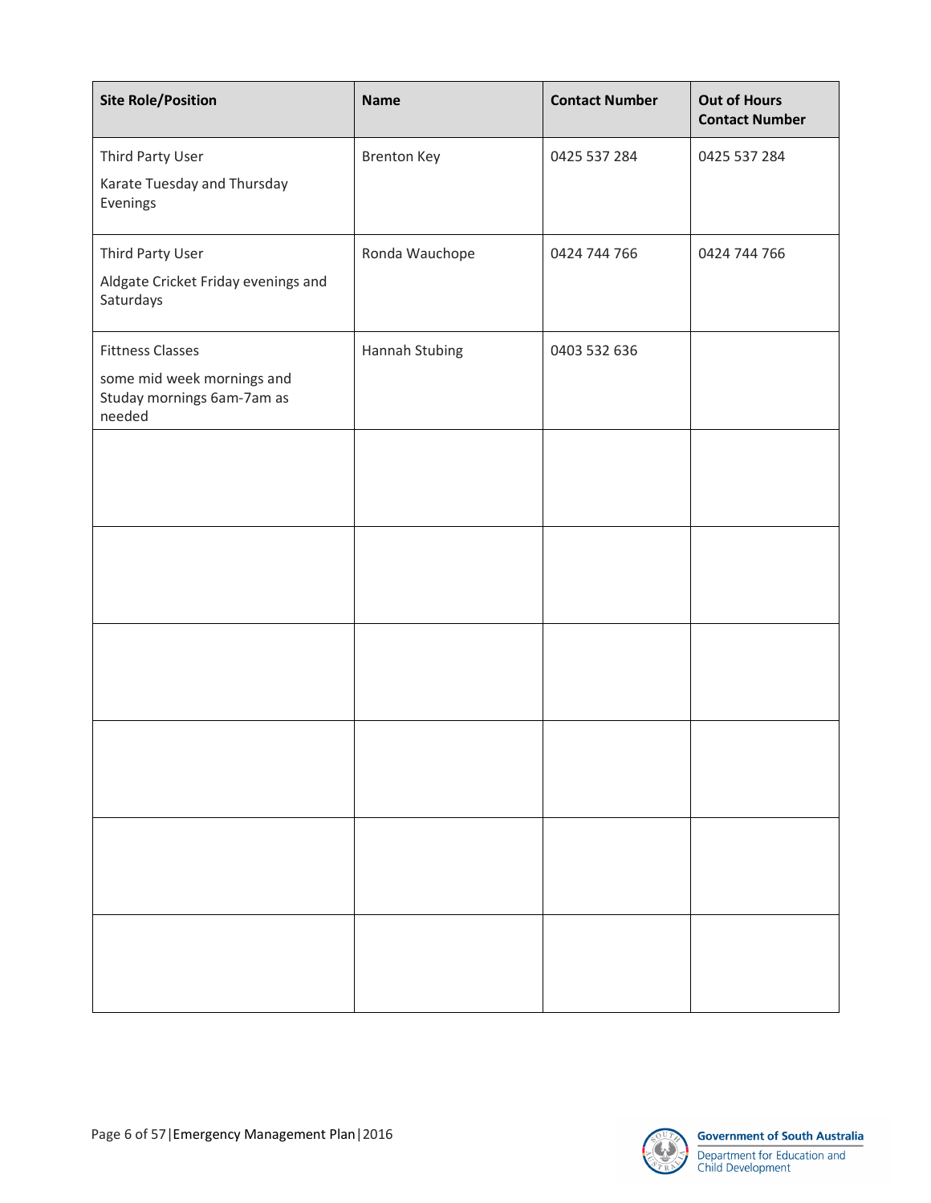| Site Role/Position | Name | Contact Number | Out of Hours Contact Number |
| --- | --- | --- | --- |
| Third Party User<br>Karate Tuesday and Thursday Evenings | Brenton Key | 0425 537 284 | 0425 537 284 |
| Third Party User<br>Aldgate Cricket Friday evenings and Saturdays | Ronda Wauchope | 0424 744 766 | 0424 744 766 |
| Fittness Classes<br>some mid week mornings and Studay mornings 6am-7am as needed | Hannah Stubing | 0403 532 636 | |
| | | | |
| | | | |
| | | | |
| | | | |
| | | | |
| | | | |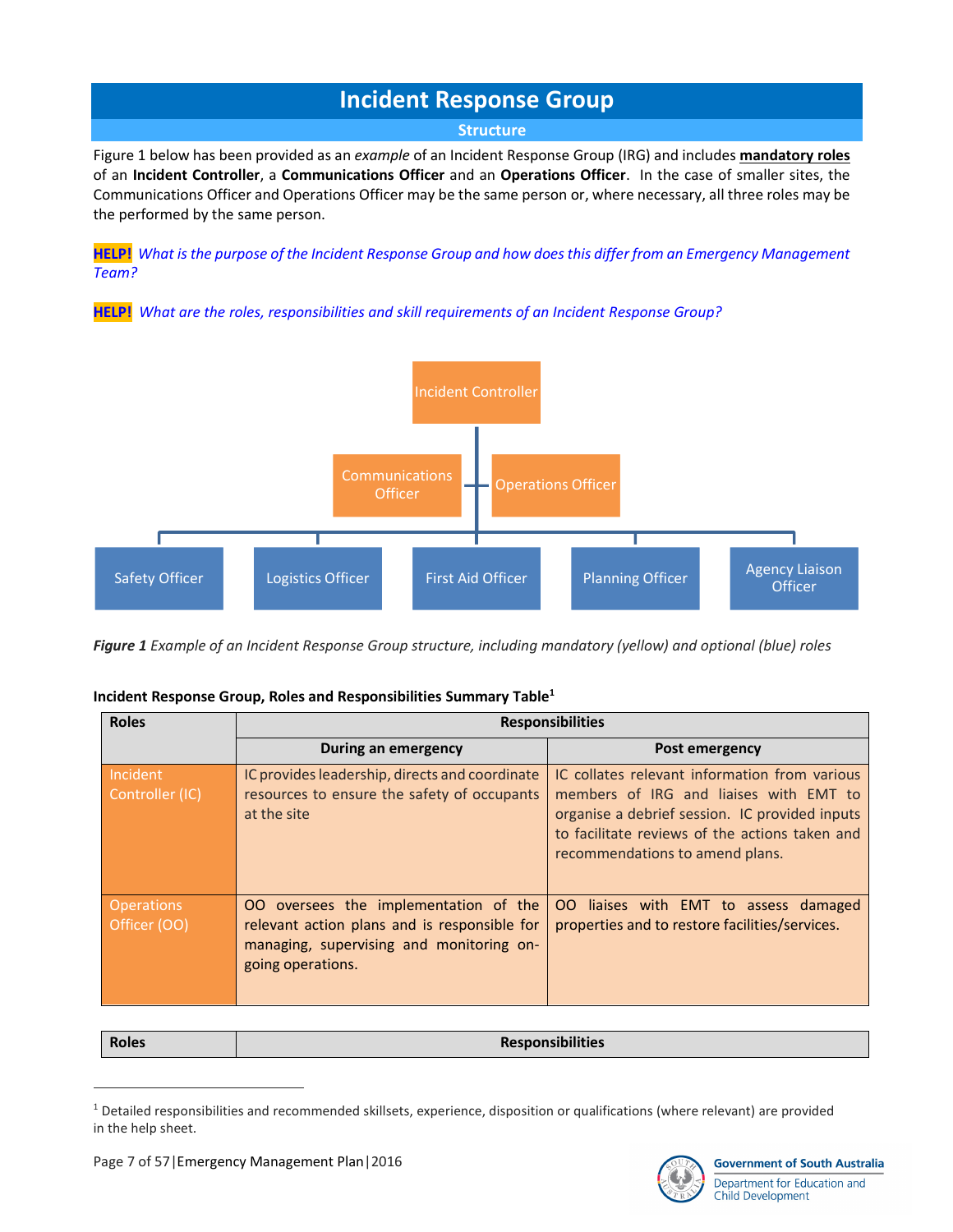# Incident Response Group

## Structure

Figure 1 below has been provided as an *example* of an Incident Response Group (IRG) and includes **mandatory roles** of an **Incident Controller**, a **Communications Officer** and an **Operations Officer**. In the case of smaller sites, the Communications Officer and Operations Officer may be the same person or, where necessary, all three roles may be the performed by the same person.

**HELP!** *What is the purpose of the Incident Response Group and how does this differ from an Emergency Management Team?*

**HELP!** *What are the roles, responsibilities and skill requirements of an Incident Response Group?*

Incident Controller

Communications Officer | Operations Officer

Safety Officer | Logistics Officer | First Aid Officer | Planning Officer | Agency Liaison Officer

***Figure 1*** *Example of an Incident Response Group structure, including mandatory (yellow) and optional (blue) roles*

**Incident Response Group, Roles and Responsibilities Summary Table[1]**

| Roles | Responsibilities | |
|---|---|---|
| | **During an emergency** | **Post emergency** |
| Incident Controller (IC) | IC provides leadership, directs and coordinate resources to ensure the safety of occupants at the site | IC collates relevant information from various members of IRG and liaises with EMT to organise a debrief session. IC provided inputs to facilitate reviews of the actions taken and recommendations to amend plans. |
| Operations Officer (OO) | OO oversees the implementation of the relevant action plans and is responsible for managing, supervising and monitoring on-going operations. | OO liaises with EMT to assess damaged properties and to restore facilities/services. |

| Roles | Responsibilities |
|---|---|

[1] Detailed responsibilities and recommended skillsets, experience, disposition or qualifications (where relevant) are provided in the help sheet.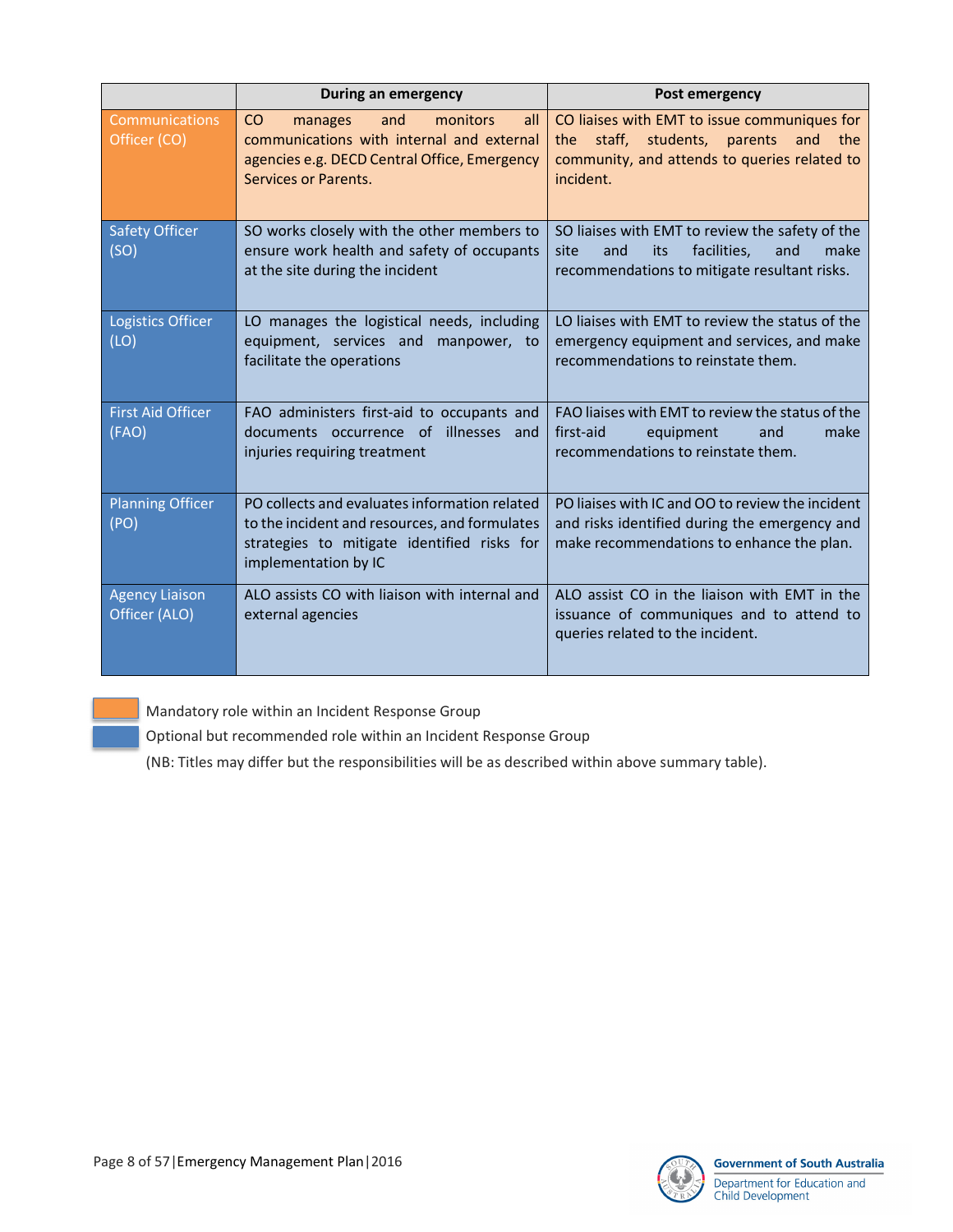| | During an emergency | Post emergency |
|---|---|---|
| Communications Officer (CO) | CO manages and monitors all communications with internal and external agencies e.g. DECD Central Office, Emergency Services or Parents. | CO liaises with EMT to issue communiques for the staff, students, parents and the community, and attends to queries related to incident. |
| Safety Officer (SO) | SO works closely with the other members to ensure work health and safety of occupants at the site during the incident | SO liaises with EMT to review the safety of the site and its facilities, and make recommendations to mitigate resultant risks. |
| Logistics Officer (LO) | LO manages the logistical needs, including equipment, services and manpower, to facilitate the operations | LO liaises with EMT to review the status of the emergency equipment and services, and make recommendations to reinstate them. |
| First Aid Officer (FAO) | FAO administers first-aid to occupants and documents occurrence of illnesses and injuries requiring treatment | FAO liaises with EMT to review the status of the first-aid equipment and make recommendations to reinstate them. |
| Planning Officer (PO) | PO collects and evaluates information related to the incident and resources, and formulates strategies to mitigate identified risks for implementation by IC | PO liaises with IC and OO to review the incident and risks identified during the emergency and make recommendations to enhance the plan. |
| Agency Liaison Officer (ALO) | ALO assists CO with liaison with internal and external agencies | ALO assist CO in the liaison with EMT in the issuance of communiques and to attend to queries related to the incident. |

Mandatory role within an Incident Response Group (orange)

Optional but recommended role within an Incident Response Group (blue)

(NB: Titles may differ but the responsibilities will be as described within above summary table).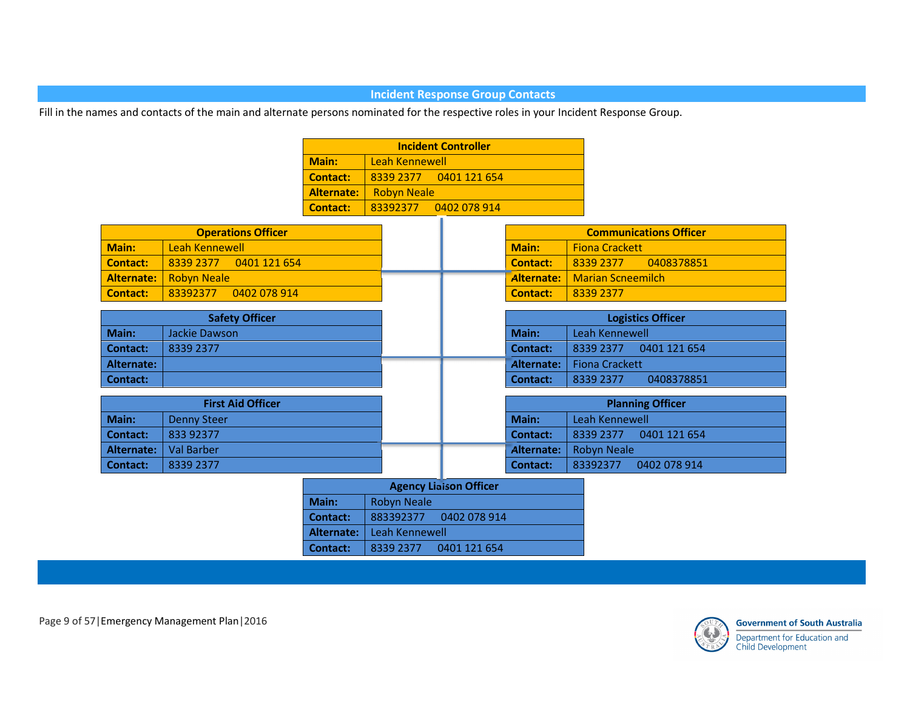## Incident Response Group Contacts

Fill in the names and contacts of the main and alternate persons nominated for the respective roles in your Incident Response Group.

| Incident Controller | |
|---|---|
| **Main:** | Leah Kennewell |
| **Contact:** | 8339 2377 0401 121 654 |
| **Alternate:** | Robyn Neale |
| **Contact:** | 83392377 0402 078 914 |

| Operations Officer | |
|---|---|
| **Main:** | Leah Kennewell |
| **Contact:** | 8339 2377 0401 121 654 |
| **Alternate:** | Robyn Neale |
| **Contact:** | 83392377 0402 078 914 |

| Communications Officer | |
|---|---|
| **Main:** | Fiona Crackett |
| **Contact:** | 8339 2377 0408378851 |
| **Alternate:** | Marian Scneemilch |
| **Contact:** | 8339 2377 |

| Safety Officer | |
|---|---|
| **Main:** | Jackie Dawson |
| **Contact:** | 8339 2377 |
| **Alternate:** | |
| **Contact:** | |

| Logistics Officer | |
|---|---|
| **Main:** | Leah Kennewell |
| **Contact:** | 8339 2377 0401 121 654 |
| **Alternate:** | Fiona Crackett |
| **Contact:** | 8339 2377 0408378851 |

| First Aid Officer | |
|---|---|
| **Main:** | Denny Steer |
| **Contact:** | 833 92377 |
| **Alternate:** | Val Barber |
| **Contact:** | 8339 2377 |

| Planning Officer | |
|---|---|
| **Main:** | Leah Kennewell |
| **Contact:** | 8339 2377 0401 121 654 |
| **Alternate:** | Robyn Neale |
| **Contact:** | 83392377 0402 078 914 |

| Agency Liaison Officer | |
|---|---|
| **Main:** | Robyn Neale |
| **Contact:** | 883392377 0402 078 914 |
| **Alternate:** | Leah Kennewell |
| **Contact:** | 8339 2377 0401 121 654 |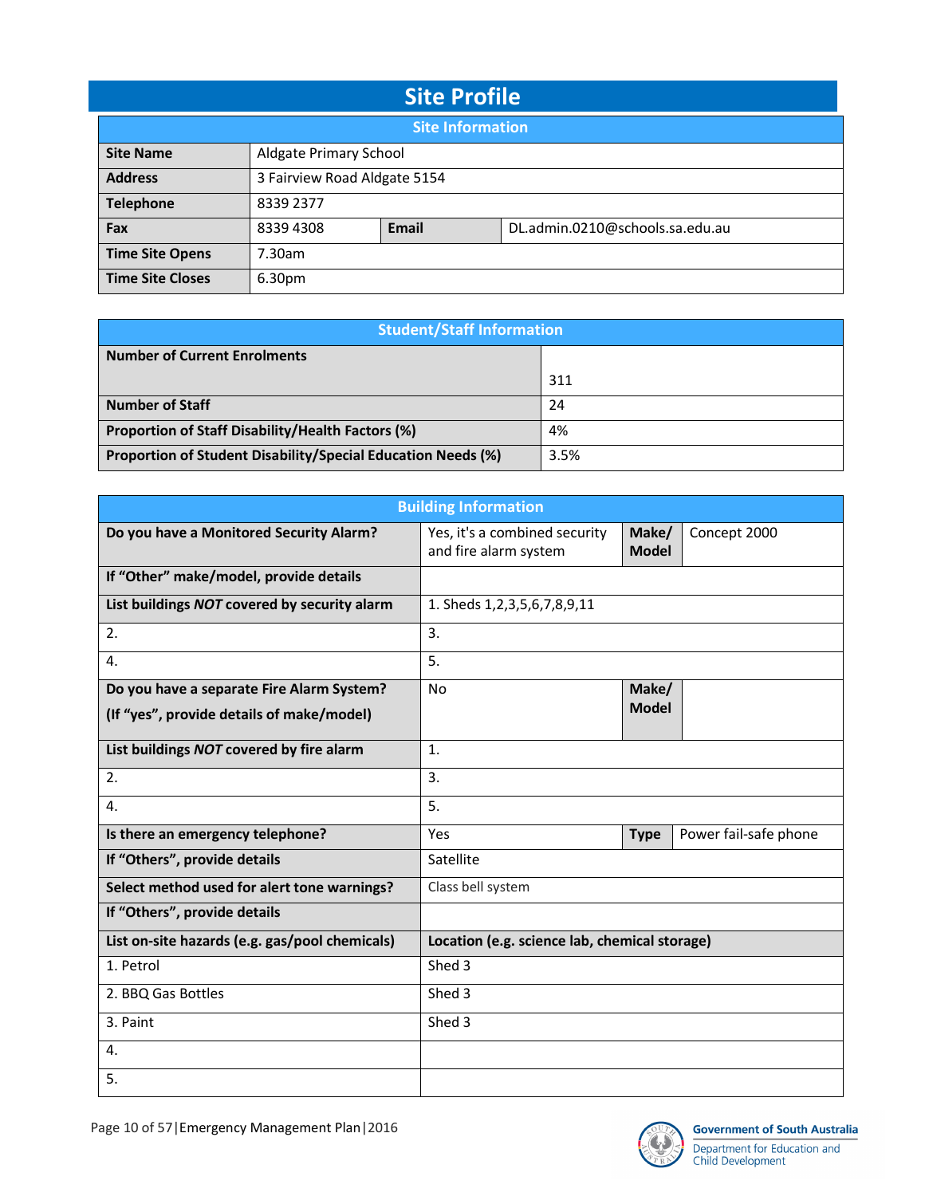# Site Profile

| Site Information | | | |
|---|---|---|---|
| **Site Name** | Aldgate Primary School | | |
| **Address** | 3 Fairview Road Aldgate 5154 | | |
| **Telephone** | 8339 2377 | | |
| **Fax** | 8339 4308 | **Email** | DL.admin.0210@schools.sa.edu.au |
| **Time Site Opens** | 7.30am | | |
| **Time Site Closes** | 6.30pm | | |

| Student/Staff Information | |
|---|---|
| **Number of Current Enrolments** | 311 |
| **Number of Staff** | 24 |
| **Proportion of Staff Disability/Health Factors (%)** | 4% |
| **Proportion of Student Disability/Special Education Needs (%)** | 3.5% |

| Building Information | | | |
|---|---|---|---|
| **Do you have a Monitored Security Alarm?** | Yes, it's a combined security and fire alarm system | **Make/ Model** | Concept 2000 |
| **If "Other" make/model, provide details** | | | |
| **List buildings *NOT* covered by security alarm** | 1. Sheds 1,2,3,5,6,7,8,9,11 | | |
| 2. | 3. | | |
| 4. | 5. | | |
| **Do you have a separate Fire Alarm System? (If "yes", provide details of make/model)** | No | **Make/ Model** | |
| **List buildings *NOT* covered by fire alarm** | 1. | | |
| 2. | 3. | | |
| 4. | 5. | | |
| **Is there an emergency telephone?** | Yes | **Type** | Power fail-safe phone |
| **If "Others", provide details** | Satellite | | |
| **Select method used for alert tone warnings?** | Class bell system | | |
| **If "Others", provide details** | | | |
| **List on-site hazards (e.g. gas/pool chemicals)** | **Location (e.g. science lab, chemical storage)** | | |
| 1. Petrol | Shed 3 | | |
| 2. BBQ Gas Bottles | Shed 3 | | |
| 3. Paint | Shed 3 | | |
| 4. | | | |
| 5. | | | |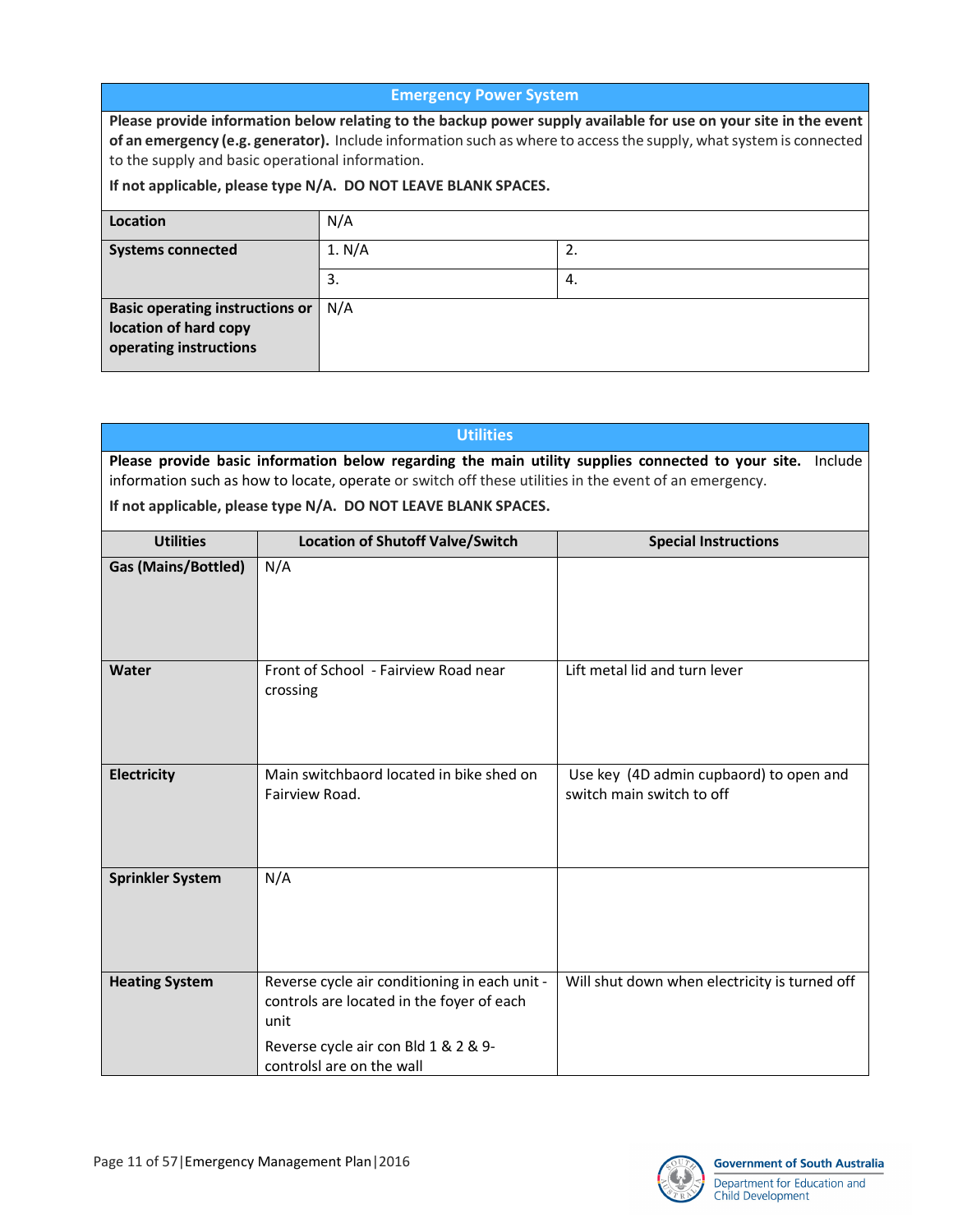## Emergency Power System

**Please provide information below relating to the backup power supply available for use on your site in the event of an emergency (e.g. generator).** Include information such as where to access the supply, what system is connected to the supply and basic operational information.

**If not applicable, please type N/A. DO NOT LEAVE BLANK SPACES.**

| | | |
|---|---|---|
| **Location** | N/A | |
| **Systems connected** | 1. N/A | 2. |
| | 3. | 4. |
| **Basic operating instructions or location of hard copy operating instructions** | N/A | |

## Utilities

**Please provide basic information below regarding the main utility supplies connected to your site.** Include information such as how to locate, operate or switch off these utilities in the event of an emergency.

**If not applicable, please type N/A. DO NOT LEAVE BLANK SPACES.**

| Utilities | Location of Shutoff Valve/Switch | Special Instructions |
|---|---|---|
| **Gas (Mains/Bottled)** | N/A | |
| **Water** | Front of School - Fairview Road near crossing | Lift metal lid and turn lever |
| **Electricity** | Main switchbaord located in bike shed on Fairview Road. | Use key (4D admin cupbaord) to open and switch main switch to off |
| **Sprinkler System** | N/A | |
| **Heating System** | Reverse cycle air conditioning in each unit - controls are located in the foyer of each unit<br>Reverse cycle air con Bld 1 & 2 & 9- controlsl are on the wall | Will shut down when electricity is turned off |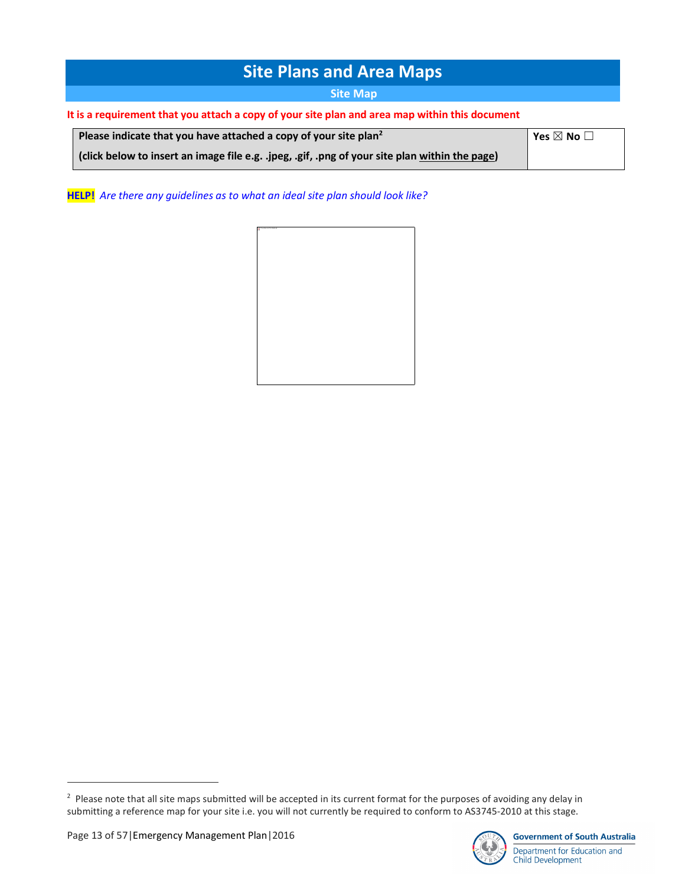# Site Plans and Area Maps

## Site Map

**It is a requirement that you attach a copy of your site plan and area map within this document**

| **Please indicate that you have attached a copy of your site plan[2]** <br> **(click below to insert an image file e.g. .jpeg, .gif, .png of your site plan within the page)** | **Yes** ☒ **No** ☐ |
|---|---|

**HELP!** *Are there any guidelines as to what an ideal site plan should look like?*

[2] Please note that all site maps submitted will be accepted in its current format for the purposes of avoiding any delay in submitting a reference map for your site i.e. you will not currently be required to conform to AS3745-2010 at this stage.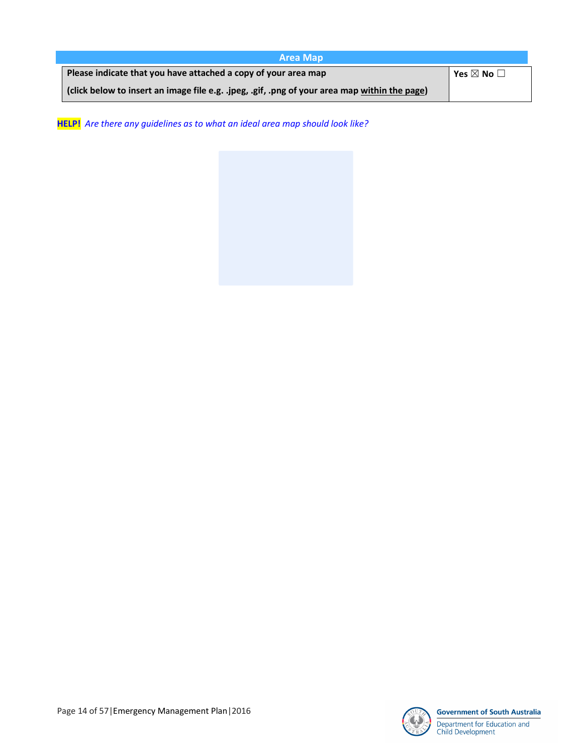## Area Map

| Please indicate that you have attached a copy of your area map<br>(click below to insert an image file e.g. .jpeg, .gif, .png of your area map <u>within the page</u>) | Yes ☒ No ☐ |
|---|---|

**HELP!** *Are there any guidelines as to what an ideal area map should look like?*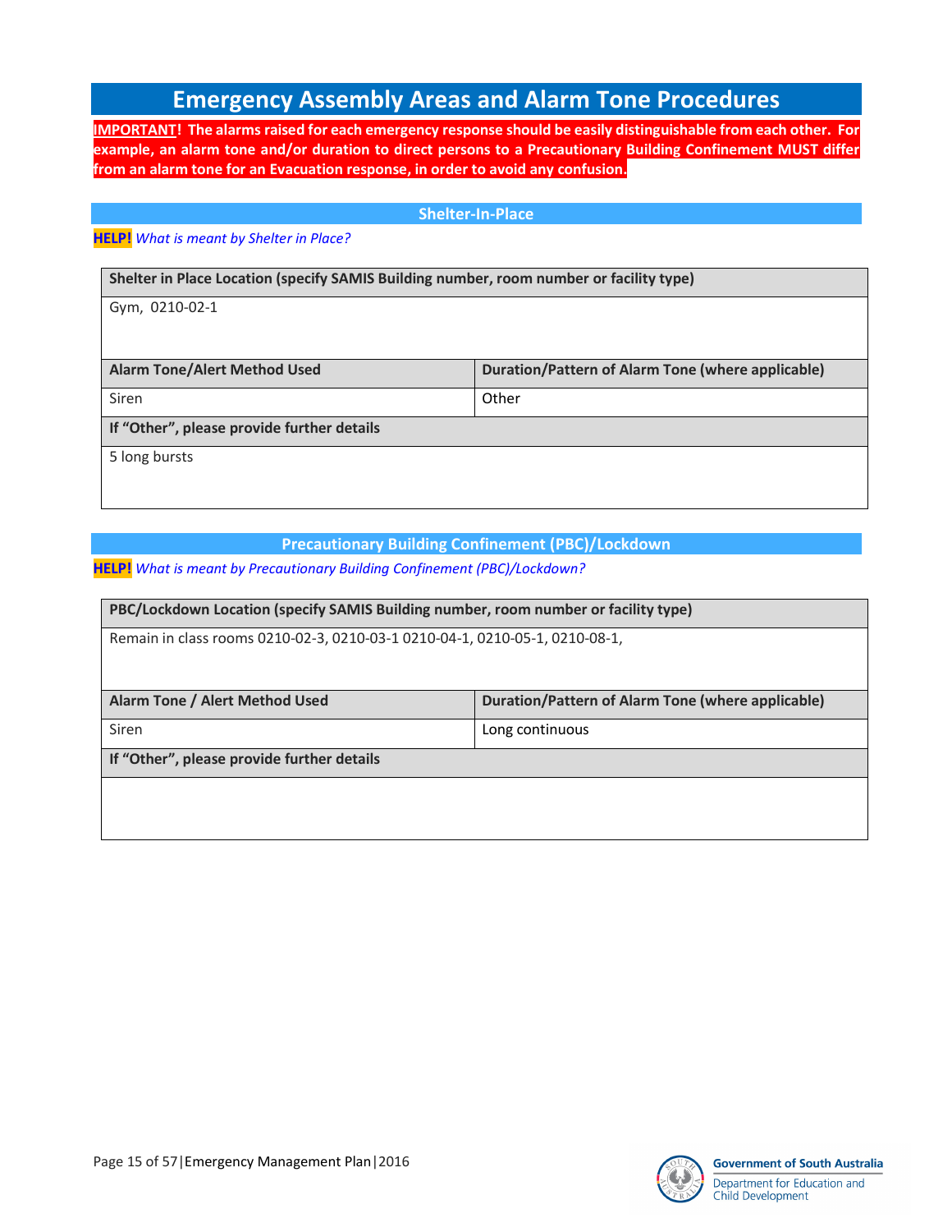# Emergency Assembly Areas and Alarm Tone Procedures

**IMPORTANT! The alarms raised for each emergency response should be easily distinguishable from each other. For example, an alarm tone and/or duration to direct persons to a Precautionary Building Confinement MUST differ from an alarm tone for an Evacuation response, in order to avoid any confusion.**

## Shelter-In-Place

**HELP!** *What is meant by Shelter in Place?*

| **Shelter in Place Location (specify SAMIS Building number, room number or facility type)** | |
|---|---|
| Gym, 0210-02-1 | |
| **Alarm Tone/Alert Method Used** | **Duration/Pattern of Alarm Tone (where applicable)** |
| Siren | Other |
| **If "Other", please provide further details** | |
| 5 long bursts | |

## Precautionary Building Confinement (PBC)/Lockdown

**HELP!** *What is meant by Precautionary Building Confinement (PBC)/Lockdown?*

| **PBC/Lockdown Location (specify SAMIS Building number, room number or facility type)** | |
|---|---|
| Remain in class rooms 0210-02-3, 0210-03-1 0210-04-1, 0210-05-1, 0210-08-1, | |
| **Alarm Tone / Alert Method Used** | **Duration/Pattern of Alarm Tone (where applicable)** |
| Siren | Long continuous |
| **If "Other", please provide further details** | |
| | |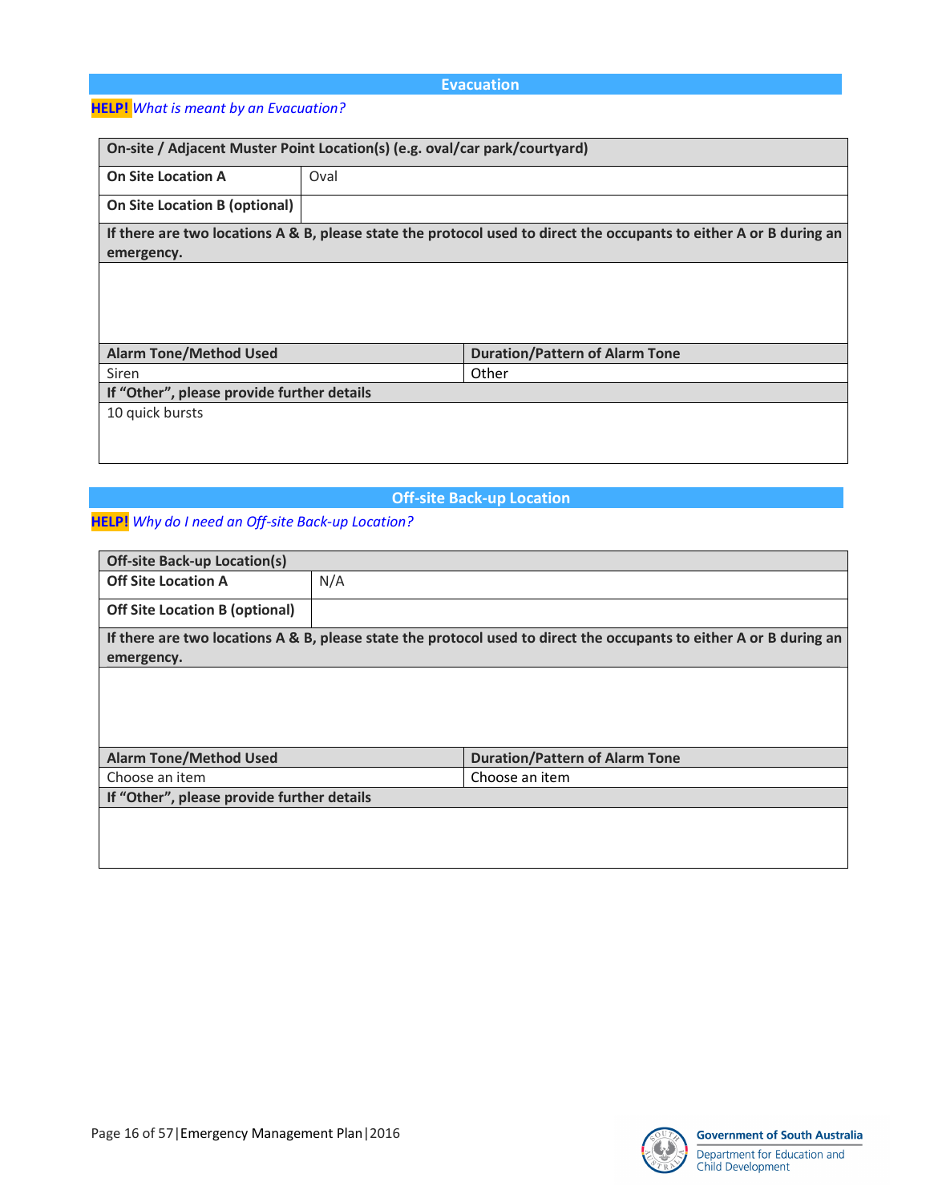## Evacuation

**HELP!** *What is meant by an Evacuation?*

| On-site / Adjacent Muster Point Location(s) (e.g. oval/car park/courtyard) | |
|---|---|
| **On Site Location A** | Oval |
| **On Site Location B (optional)** | |
| **If there are two locations A & B, please state the protocol used to direct the occupants to either A or B during an emergency.** | |
| | |
| **Alarm Tone/Method Used** | **Duration/Pattern of Alarm Tone** |
| Siren | Other |
| **If "Other", please provide further details** | |
| 10 quick bursts | |

## Off-site Back-up Location

**HELP!** *Why do I need an Off-site Back-up Location?*

| Off-site Back-up Location(s) | |
|---|---|
| **Off Site Location A** | N/A |
| **Off Site Location B (optional)** | |
| **If there are two locations A & B, please state the protocol used to direct the occupants to either A or B during an emergency.** | |
| | |
| **Alarm Tone/Method Used** | **Duration/Pattern of Alarm Tone** |
| Choose an item | Choose an item |
| **If "Other", please provide further details** | |
| | |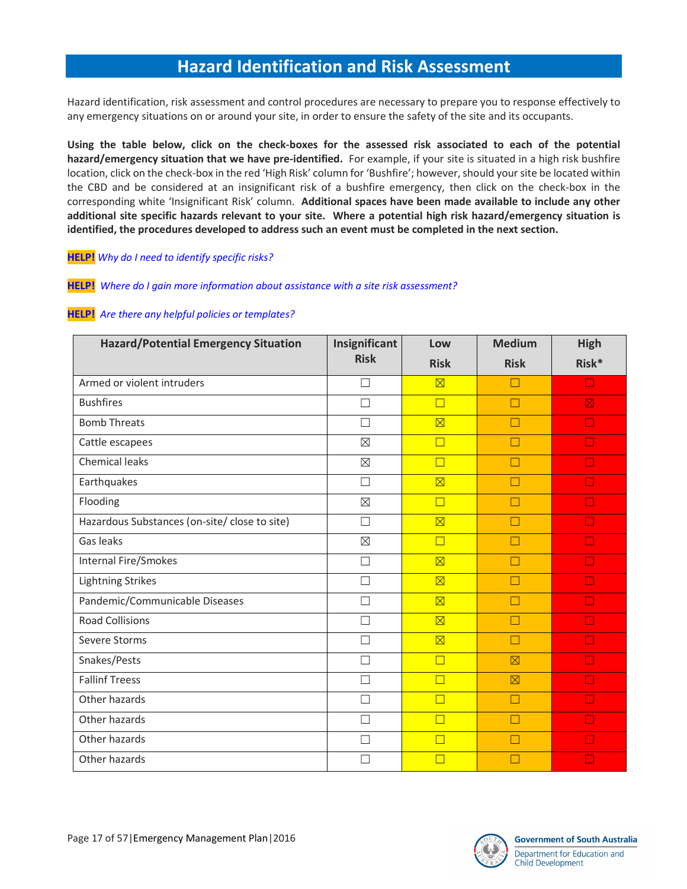# Hazard Identification and Risk Assessment

Hazard identification, risk assessment and control procedures are necessary to prepare you to response effectively to any emergency situations on or around your site, in order to ensure the safety of the site and its occupants.

**Using the table below, click on the check-boxes for the assessed risk associated to each of the potential hazard/emergency situation that we have pre-identified.** For example, if your site is situated in a high risk bushfire location, click on the check-box in the red 'High Risk' column for 'Bushfire'; however, should your site be located within the CBD and be considered at an insignificant risk of a bushfire emergency, then click on the check-box in the corresponding white 'Insignificant Risk' column. **Additional spaces have been made available to include any other additional site specific hazards relevant to your site. Where a potential high risk hazard/emergency situation is identified, the procedures developed to address such an event must be completed in the next section.**

**HELP!** *Why do I need to identify specific risks?*

**HELP!** *Where do I gain more information about assistance with a site risk assessment?*

**HELP!** *Are there any helpful policies or templates?*

| Hazard/Potential Emergency Situation | Insignificant Risk | Low Risk | Medium Risk | High Risk* |
|---|---|---|---|---|
| Armed or violent intruders | ☐ | ☒ | ☐ | ☐ |
| Bushfires | ☐ | ☐ | ☐ | ☒ |
| Bomb Threats | ☐ | ☒ | ☐ | ☐ |
| Cattle escapees | ☒ | ☐ | ☐ | ☐ |
| Chemical leaks | ☒ | ☐ | ☐ | ☐ |
| Earthquakes | ☐ | ☒ | ☐ | ☐ |
| Flooding | ☒ | ☐ | ☐ | ☐ |
| Hazardous Substances (on-site/ close to site) | ☐ | ☒ | ☐ | ☐ |
| Gas leaks | ☒ | ☐ | ☐ | ☐ |
| Internal Fire/Smokes | ☐ | ☒ | ☐ | ☐ |
| Lightning Strikes | ☐ | ☒ | ☐ | ☐ |
| Pandemic/Communicable Diseases | ☐ | ☒ | ☐ | ☐ |
| Road Collisions | ☐ | ☒ | ☐ | ☐ |
| Severe Storms | ☐ | ☒ | ☐ | ☐ |
| Snakes/Pests | ☐ | ☐ | ☒ | ☐ |
| Fallinf Treess | ☐ | ☐ | ☒ | ☐ |
| Other hazards | ☐ | ☐ | ☐ | ☐ |
| Other hazards | ☐ | ☐ | ☐ | ☐ |
| Other hazards | ☐ | ☐ | ☐ | ☐ |
| Other hazards | ☐ | ☐ | ☐ | ☐ |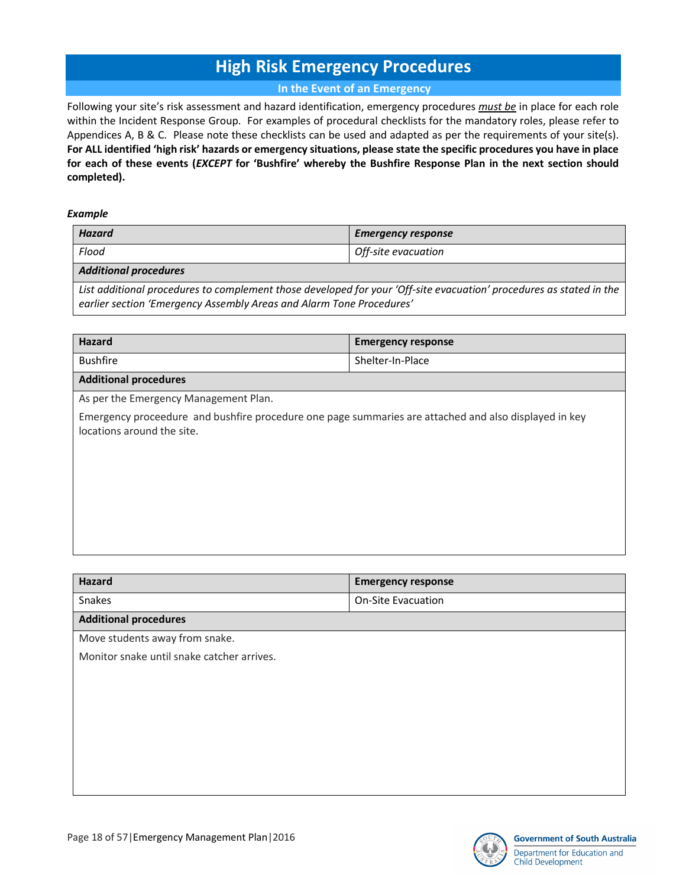# High Risk Emergency Procedures

## In the Event of an Emergency

Following your site's risk assessment and hazard identification, emergency procedures <u>*must be*</u> in place for each role within the Incident Response Group. For examples of procedural checklists for the mandatory roles, please refer to Appendices A, B & C. Please note these checklists can be used and adapted as per the requirements of your site(s). **For ALL identified 'high risk' hazards or emergency situations, please state the specific procedures you have in place for each of these events (*EXCEPT* for 'Bushfire' whereby the Bushfire Response Plan in the next section should completed).**

***Example***

| ***Hazard*** | ***Emergency response*** |
|---|---|
| *Flood* | *Off-site evacuation* |
| ***Additional procedures*** | |
| *List additional procedures to complement those developed for your 'Off-site evacuation' procedures as stated in the earlier section 'Emergency Assembly Areas and Alarm Tone Procedures'* | |

| **Hazard** | **Emergency response** |
|---|---|
| Bushfire | Shelter-In-Place |
| **Additional procedures** | |
| As per the Emergency Management Plan.<br><br>Emergency proceedure and bushfire procedure one page summaries are attached and also displayed in key locations around the site. | |

| **Hazard** | **Emergency response** |
|---|---|
| Snakes | On-Site Evacuation |
| **Additional procedures** | |
| Move students away from snake.<br><br>Monitor snake until snake catcher arrives. | |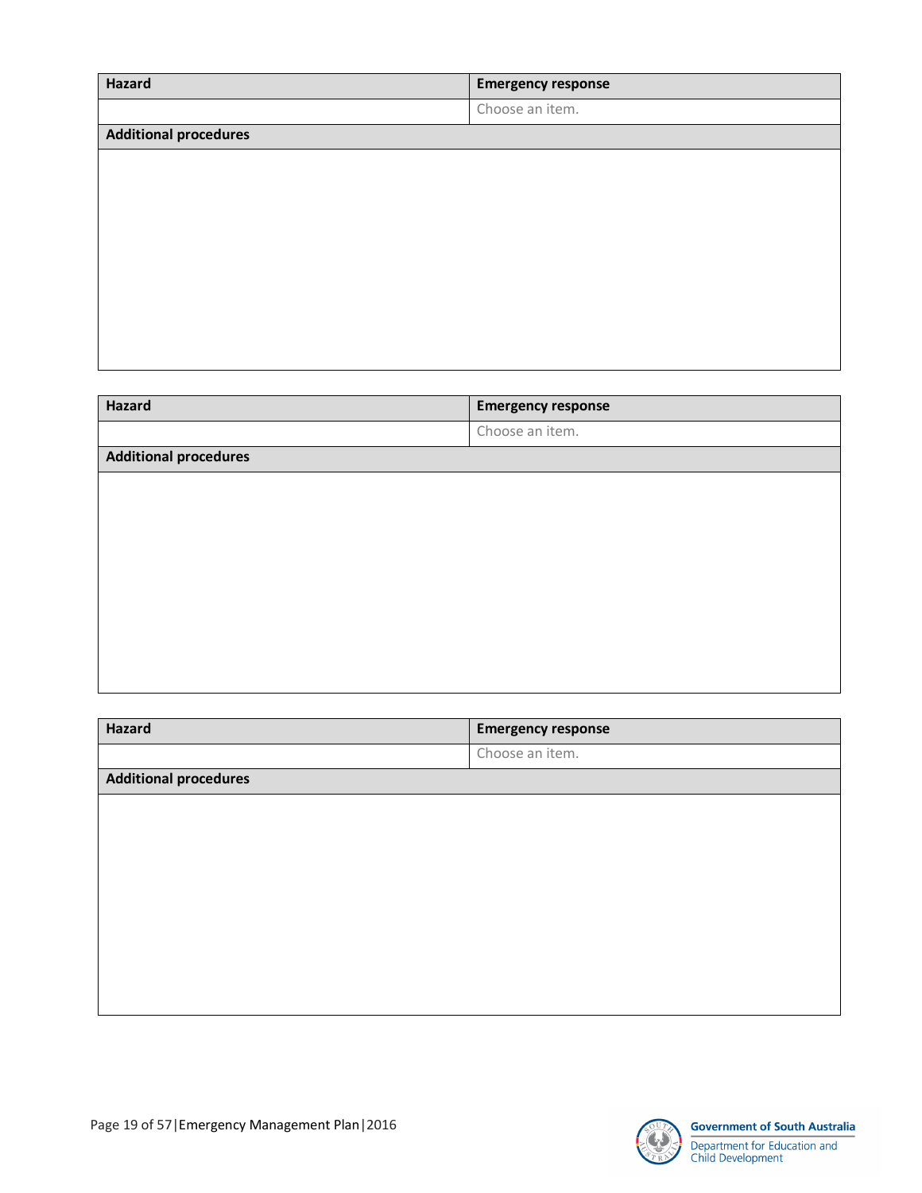| Hazard | Emergency response |
| --- | --- |
| | Choose an item. |
| **Additional procedures** | |
| | |

| Hazard | Emergency response |
| --- | --- |
| | Choose an item. |
| **Additional procedures** | |
| | |

| Hazard | Emergency response |
| --- | --- |
| | Choose an item. |
| **Additional procedures** | |
| | |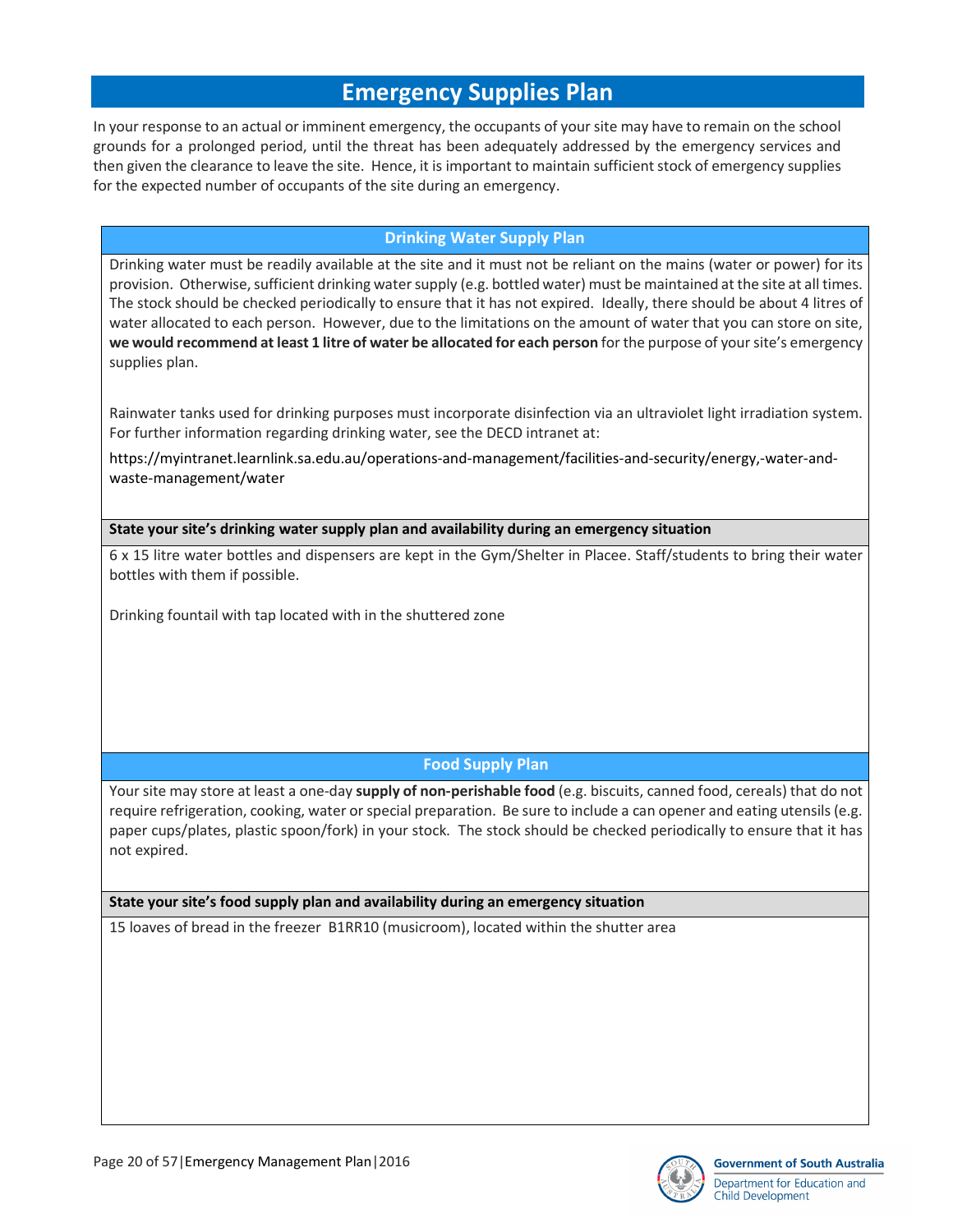# Emergency Supplies Plan

In your response to an actual or imminent emergency, the occupants of your site may have to remain on the school grounds for a prolonged period, until the threat has been adequately addressed by the emergency services and then given the clearance to leave the site. Hence, it is important to maintain sufficient stock of emergency supplies for the expected number of occupants of the site during an emergency.

## Drinking Water Supply Plan

Drinking water must be readily available at the site and it must not be reliant on the mains (water or power) for its provision. Otherwise, sufficient drinking water supply (e.g. bottled water) must be maintained at the site at all times. The stock should be checked periodically to ensure that it has not expired. Ideally, there should be about 4 litres of water allocated to each person. However, due to the limitations on the amount of water that you can store on site, **we would recommend at least 1 litre of water be allocated for each person** for the purpose of your site's emergency supplies plan.

Rainwater tanks used for drinking purposes must incorporate disinfection via an ultraviolet light irradiation system. For further information regarding drinking water, see the DECD intranet at:

https://myintranet.learnlink.sa.edu.au/operations-and-management/facilities-and-security/energy,-water-and-waste-management/water

**State your site's drinking water supply plan and availability during an emergency situation**

6 x 15 litre water bottles and dispensers are kept in the Gym/Shelter in Placee. Staff/students to bring their water bottles with them if possible.

Drinking fountail with tap located with in the shuttered zone

## Food Supply Plan

Your site may store at least a one-day **supply of non-perishable food** (e.g. biscuits, canned food, cereals) that do not require refrigeration, cooking, water or special preparation. Be sure to include a can opener and eating utensils (e.g. paper cups/plates, plastic spoon/fork) in your stock. The stock should be checked periodically to ensure that it has not expired.

**State your site's food supply plan and availability during an emergency situation**

15 loaves of bread in the freezer B1RR10 (musicroom), located within the shutter area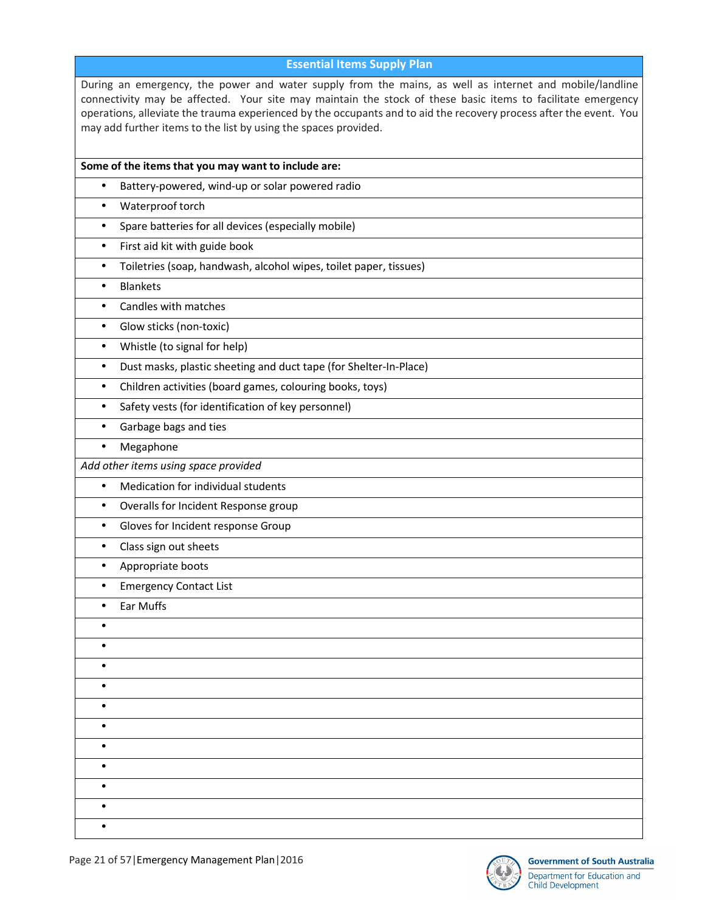## Essential Items Supply Plan

During an emergency, the power and water supply from the mains, as well as internet and mobile/landline connectivity may be affected. Your site may maintain the stock of these basic items to facilitate emergency operations, alleviate the trauma experienced by the occupants and to aid the recovery process after the event. You may add further items to the list by using the spaces provided.

**Some of the items that you may want to include are:**

- Battery-powered, wind-up or solar powered radio
- Waterproof torch
- Spare batteries for all devices (especially mobile)
- First aid kit with guide book
- Toiletries (soap, handwash, alcohol wipes, toilet paper, tissues)
- Blankets
- Candles with matches
- Glow sticks (non-toxic)
- Whistle (to signal for help)
- Dust masks, plastic sheeting and duct tape (for Shelter-In-Place)
- Children activities (board games, colouring books, toys)
- Safety vests (for identification of key personnel)
- Garbage bags and ties
- Megaphone

*Add other items using space provided*

- Medication for individual students
- Overalls for Incident Response group
- Gloves for Incident response Group
- Class sign out sheets
- Appropriate boots
- Emergency Contact List
- Ear Muffs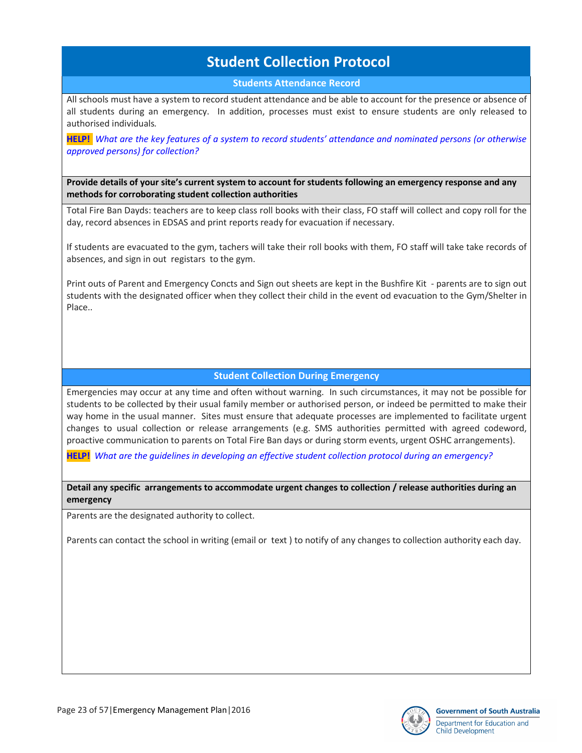# Student Collection Protocol

## Students Attendance Record

All schools must have a system to record student attendance and be able to account for the presence or absence of all students during an emergency. In addition, processes must exist to ensure students are only released to authorised individuals.

**HELP!** *What are the key features of a system to record students' attendance and nominated persons (or otherwise approved persons) for collection?*

**Provide details of your site's current system to account for students following an emergency response and any methods for corroborating student collection authorities**

Total Fire Ban Dayds: teachers are to keep class roll books with their class, FO staff will collect and copy roll for the day, record absences in EDSAS and print reports ready for evacuation if necessary.

If students are evacuated to the gym, tachers will take their roll books with them, FO staff will take take records of absences, and sign in out registars to the gym.

Print outs of Parent and Emergency Concts and Sign out sheets are kept in the Bushfire Kit - parents are to sign out students with the designated officer when they collect their child in the event od evacuation to the Gym/Shelter in Place..

## Student Collection During Emergency

Emergencies may occur at any time and often without warning. In such circumstances, it may not be possible for students to be collected by their usual family member or authorised person, or indeed be permitted to make their way home in the usual manner. Sites must ensure that adequate processes are implemented to facilitate urgent changes to usual collection or release arrangements (e.g. SMS authorities permitted with agreed codeword, proactive communication to parents on Total Fire Ban days or during storm events, urgent OSHC arrangements).

**HELP!** *What are the guidelines in developing an effective student collection protocol during an emergency?*

**Detail any specific arrangements to accommodate urgent changes to collection / release authorities during an emergency**

Parents are the designated authority to collect.

Parents can contact the school in writing (email or text ) to notify of any changes to collection authority each day.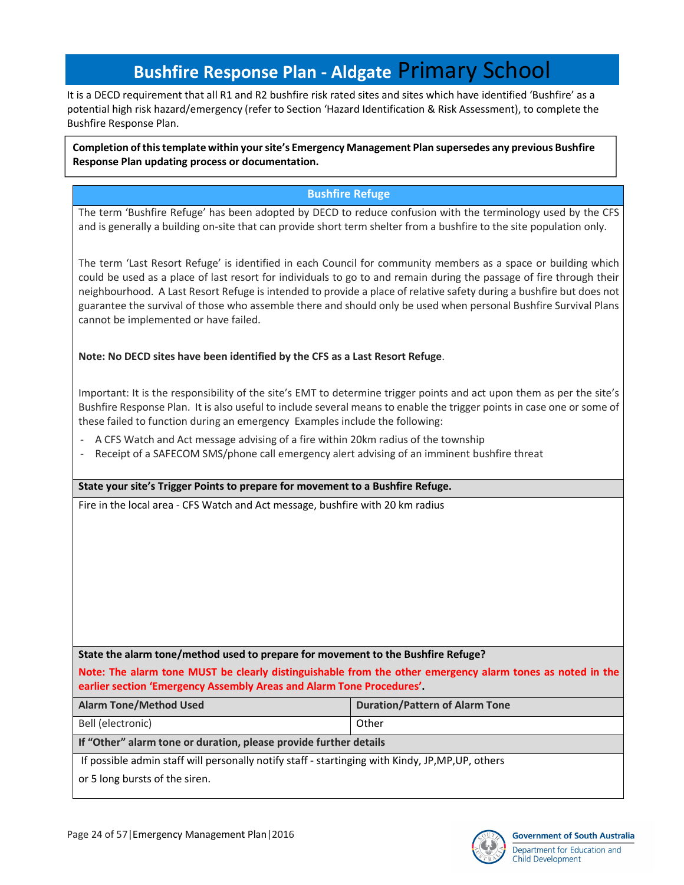# Bushfire Response Plan - Aldgate Primary School

It is a DECD requirement that all R1 and R2 bushfire risk rated sites and sites which have identified 'Bushfire' as a potential high risk hazard/emergency (refer to Section 'Hazard Identification & Risk Assessment), to complete the Bushfire Response Plan.

**Completion of this template within your site's Emergency Management Plan supersedes any previous Bushfire Response Plan updating process or documentation.**

## Bushfire Refuge

The term 'Bushfire Refuge' has been adopted by DECD to reduce confusion with the terminology used by the CFS and is generally a building on-site that can provide short term shelter from a bushfire to the site population only.

The term 'Last Resort Refuge' is identified in each Council for community members as a space or building which could be used as a place of last resort for individuals to go to and remain during the passage of fire through their neighbourhood. A Last Resort Refuge is intended to provide a place of relative safety during a bushfire but does not guarantee the survival of those who assemble there and should only be used when personal Bushfire Survival Plans cannot be implemented or have failed.

**Note: No DECD sites have been identified by the CFS as a Last Resort Refuge**.

Important: It is the responsibility of the site's EMT to determine trigger points and act upon them as per the site's Bushfire Response Plan. It is also useful to include several means to enable the trigger points in case one or some of these failed to function during an emergency Examples include the following:

- A CFS Watch and Act message advising of a fire within 20km radius of the township
- Receipt of a SAFECOM SMS/phone call emergency alert advising of an imminent bushfire threat

**State your site's Trigger Points to prepare for movement to a Bushfire Refuge.**

Fire in the local area - CFS Watch and Act message, bushfire with 20 km radius

**State the alarm tone/method used to prepare for movement to the Bushfire Refuge?**

**Note: The alarm tone MUST be clearly distinguishable from the other emergency alarm tones as noted in the earlier section 'Emergency Assembly Areas and Alarm Tone Procedures'.**

| Alarm Tone/Method Used | Duration/Pattern of Alarm Tone |
|---|---|
| Bell (electronic) | Other |

**If "Other" alarm tone or duration, please provide further details**

If possible admin staff will personally notify staff - startinging with Kindy, JP,MP,UP, others

or 5 long bursts of the siren.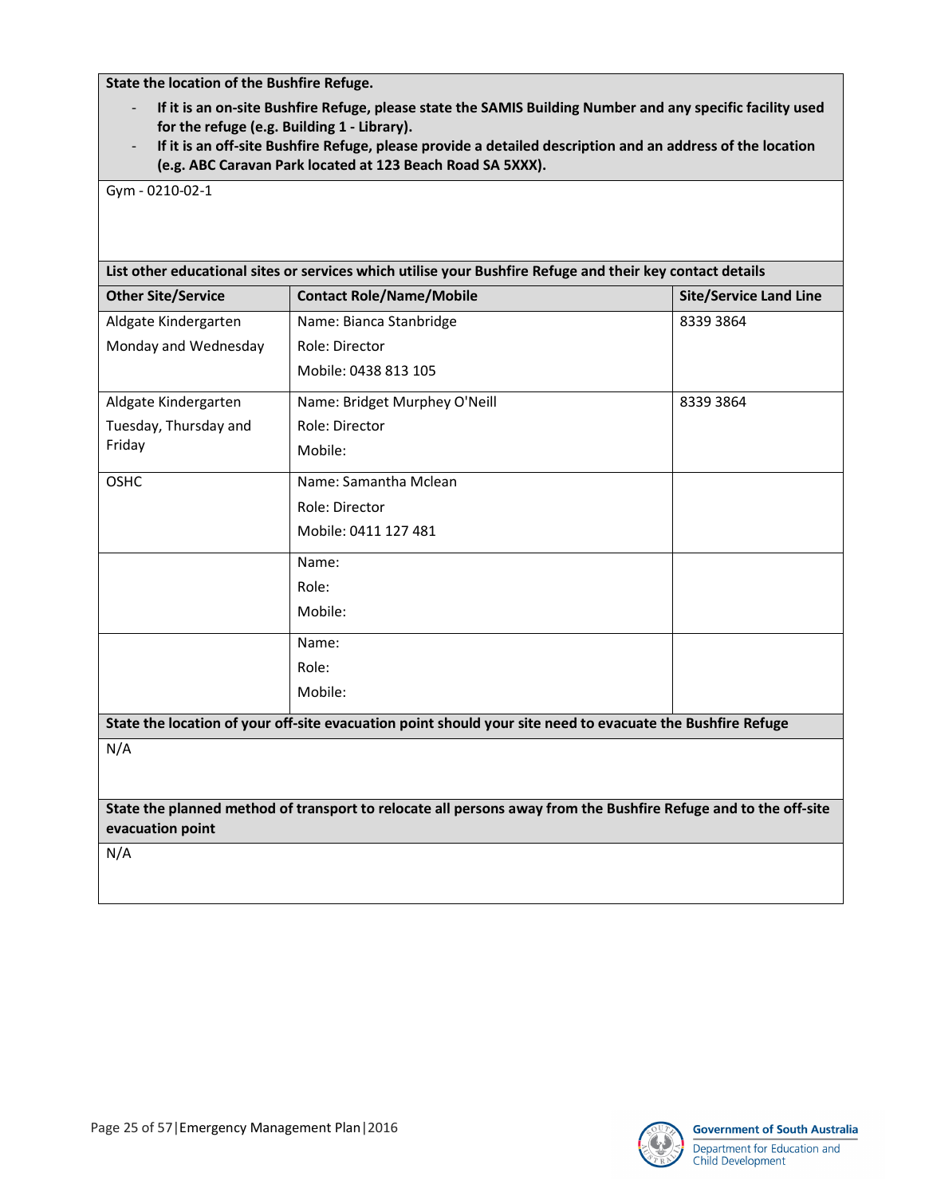**State the location of the Bushfire Refuge.**

- **If it is an on-site Bushfire Refuge, please state the SAMIS Building Number and any specific facility used for the refuge (e.g. Building 1 - Library).**
- **If it is an off-site Bushfire Refuge, please provide a detailed description and an address of the location (e.g. ABC Caravan Park located at 123 Beach Road SA 5XXX).**

Gym - 0210-02-1

**List other educational sites or services which utilise your Bushfire Refuge and their key contact details**

| Other Site/Service | Contact Role/Name/Mobile | Site/Service Land Line |
|---|---|---|
| Aldgate Kindergarten<br>Monday and Wednesday | Name: Bianca Stanbridge<br>Role: Director<br>Mobile: 0438 813 105 | 8339 3864 |
| Aldgate Kindergarten<br>Tuesday, Thursday and Friday | Name: Bridget Murphey O'Neill<br>Role: Director<br>Mobile: | 8339 3864 |
| OSHC | Name: Samantha Mclean<br>Role: Director<br>Mobile: 0411 127 481 | |
| | Name:<br>Role:<br>Mobile: | |
| | Name:<br>Role:<br>Mobile: | |

**State the location of your off-site evacuation point should your site need to evacuate the Bushfire Refuge**

N/A

**State the planned method of transport to relocate all persons away from the Bushfire Refuge and to the off-site evacuation point**

N/A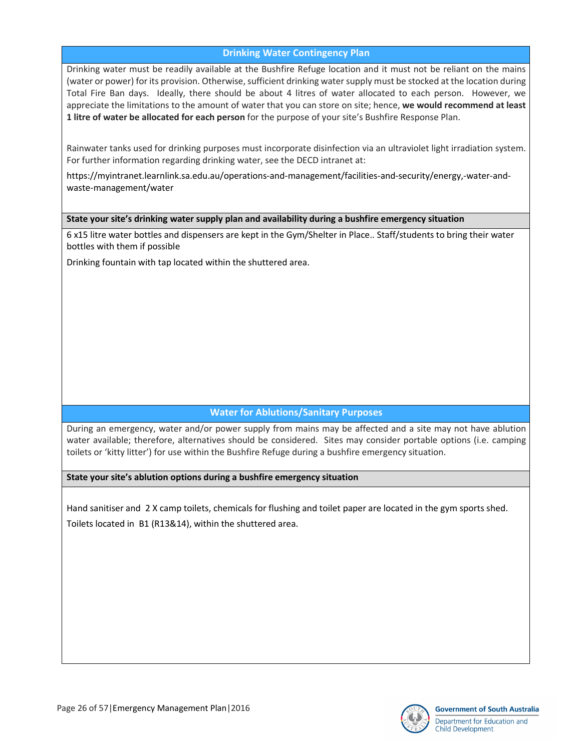## Drinking Water Contingency Plan

Drinking water must be readily available at the Bushfire Refuge location and it must not be reliant on the mains (water or power) for its provision. Otherwise, sufficient drinking water supply must be stocked at the location during Total Fire Ban days. Ideally, there should be about 4 litres of water allocated to each person. However, we appreciate the limitations to the amount of water that you can store on site; hence, **we would recommend at least 1 litre of water be allocated for each person** for the purpose of your site's Bushfire Response Plan.

Rainwater tanks used for drinking purposes must incorporate disinfection via an ultraviolet light irradiation system. For further information regarding drinking water, see the DECD intranet at:

https://myintranet.learnlink.sa.edu.au/operations-and-management/facilities-and-security/energy,-water-and-waste-management/water

**State your site's drinking water supply plan and availability during a bushfire emergency situation**

6 x15 litre water bottles and dispensers are kept in the Gym/Shelter in Place.. Staff/students to bring their water bottles with them if possible

Drinking fountain with tap located within the shuttered area.

## Water for Ablutions/Sanitary Purposes

During an emergency, water and/or power supply from mains may be affected and a site may not have ablution water available; therefore, alternatives should be considered. Sites may consider portable options (i.e. camping toilets or 'kitty litter') for use within the Bushfire Refuge during a bushfire emergency situation.

**State your site's ablution options during a bushfire emergency situation**

Hand sanitiser and 2 X camp toilets, chemicals for flushing and toilet paper are located in the gym sports shed.

Toilets located in B1 (R13&14), within the shuttered area.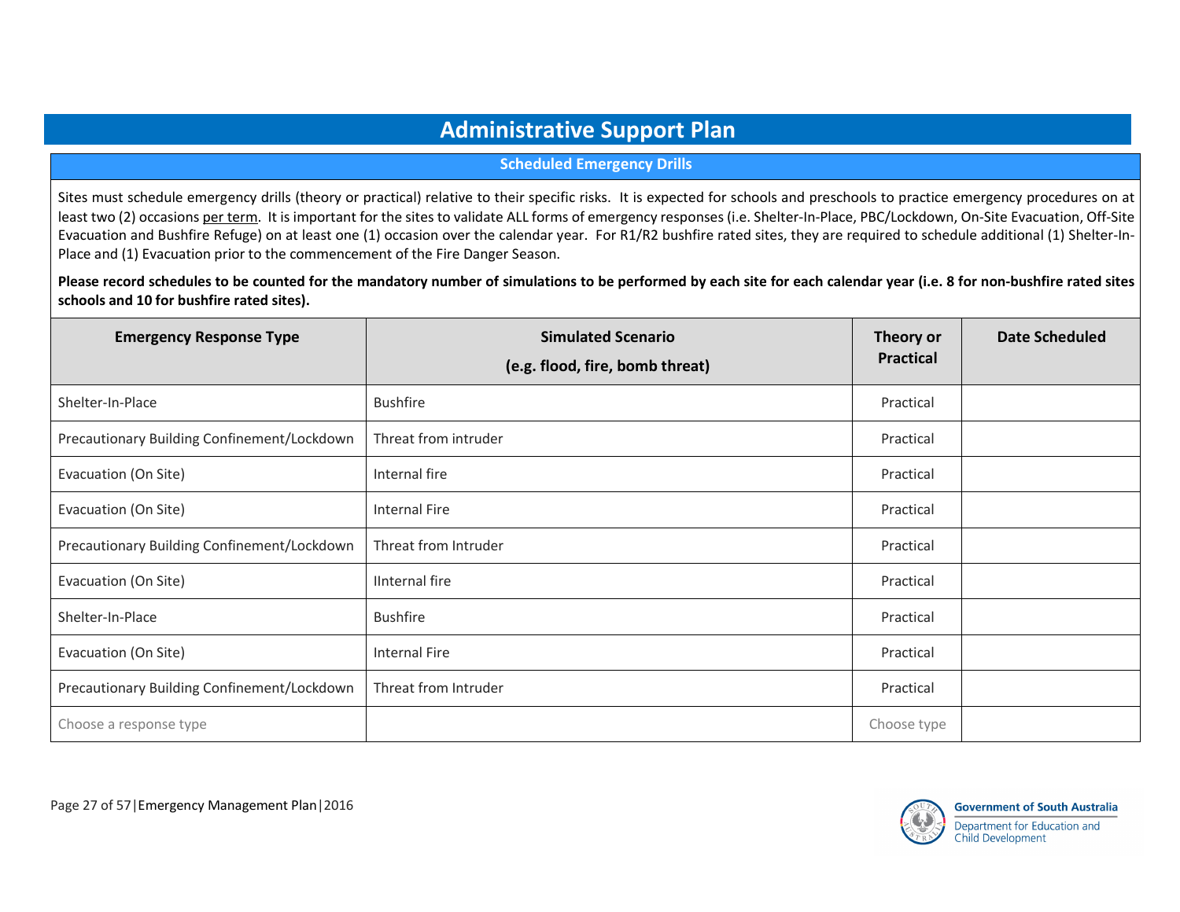# Administrative Support Plan

## Scheduled Emergency Drills

Sites must schedule emergency drills (theory or practical) relative to their specific risks. It is expected for schools and preschools to practice emergency procedures on at least two (2) occasions per term. It is important for the sites to validate ALL forms of emergency responses (i.e. Shelter-In-Place, PBC/Lockdown, On-Site Evacuation, Off-Site Evacuation and Bushfire Refuge) on at least one (1) occasion over the calendar year. For R1/R2 bushfire rated sites, they are required to schedule additional (1) Shelter-In-Place and (1) Evacuation prior to the commencement of the Fire Danger Season.

**Please record schedules to be counted for the mandatory number of simulations to be performed by each site for each calendar year (i.e. 8 for non-bushfire rated sites schools and 10 for bushfire rated sites).**

| Emergency Response Type | Simulated Scenario (e.g. flood, fire, bomb threat) | Theory or Practical | Date Scheduled |
|---|---|---|---|
| Shelter-In-Place | Bushfire | Practical | |
| Precautionary Building Confinement/Lockdown | Threat from intruder | Practical | |
| Evacuation (On Site) | Internal fire | Practical | |
| Evacuation (On Site) | Internal Fire | Practical | |
| Precautionary Building Confinement/Lockdown | Threat from Intruder | Practical | |
| Evacuation (On Site) | IInternal fire | Practical | |
| Shelter-In-Place | Bushfire | Practical | |
| Evacuation (On Site) | Internal Fire | Practical | |
| Precautionary Building Confinement/Lockdown | Threat from Intruder | Practical | |
| Choose a response type | | Choose type | |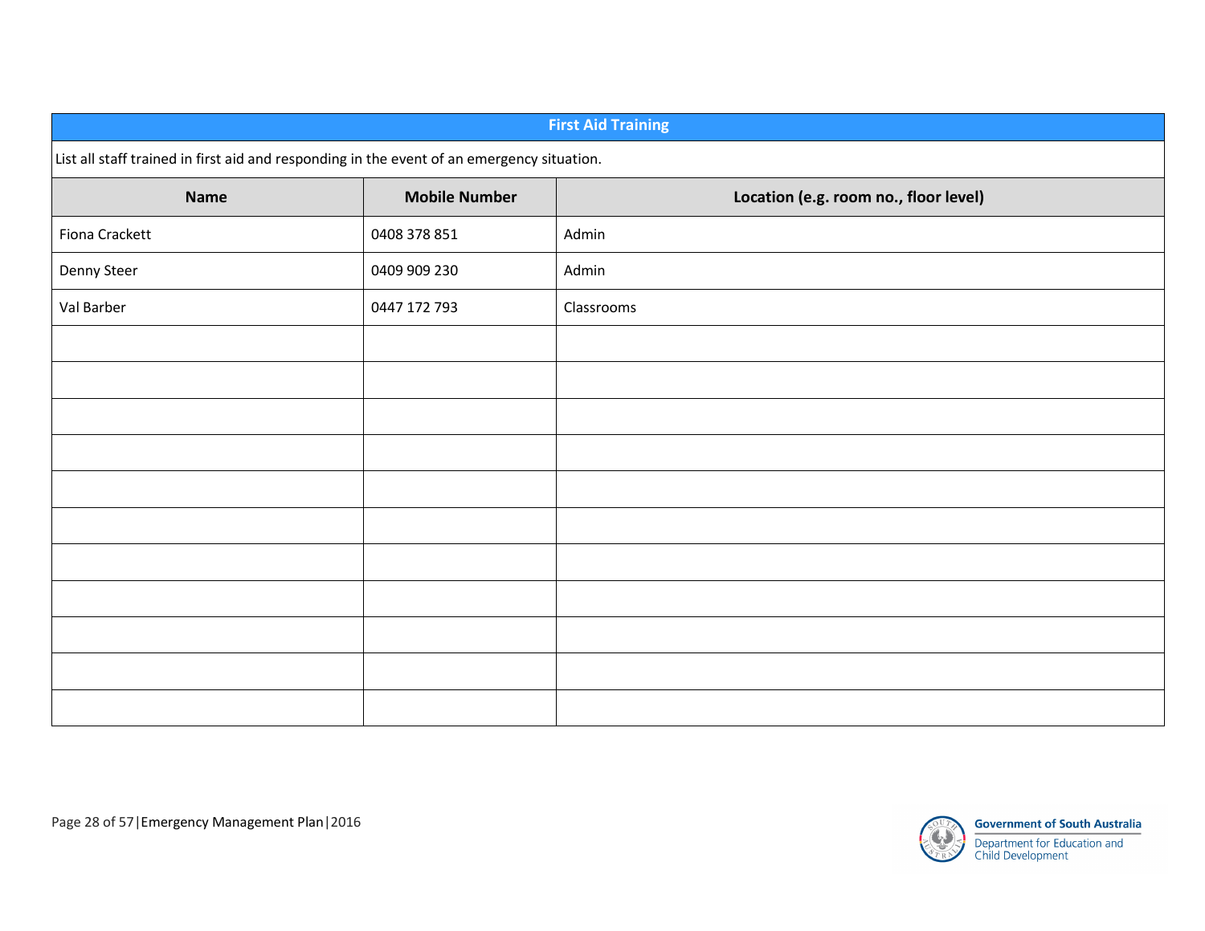## First Aid Training

List all staff trained in first aid and responding in the event of an emergency situation.

| Name | Mobile Number | Location (e.g. room no., floor level) |
|---|---|---|
| Fiona Crackett | 0408 378 851 | Admin |
| Denny Steer | 0409 909 230 | Admin |
| Val Barber | 0447 172 793 | Classrooms |
| | | |
| | | |
| | | |
| | | |
| | | |
| | | |
| | | |
| | | |
| | | |
| | | |
| | | |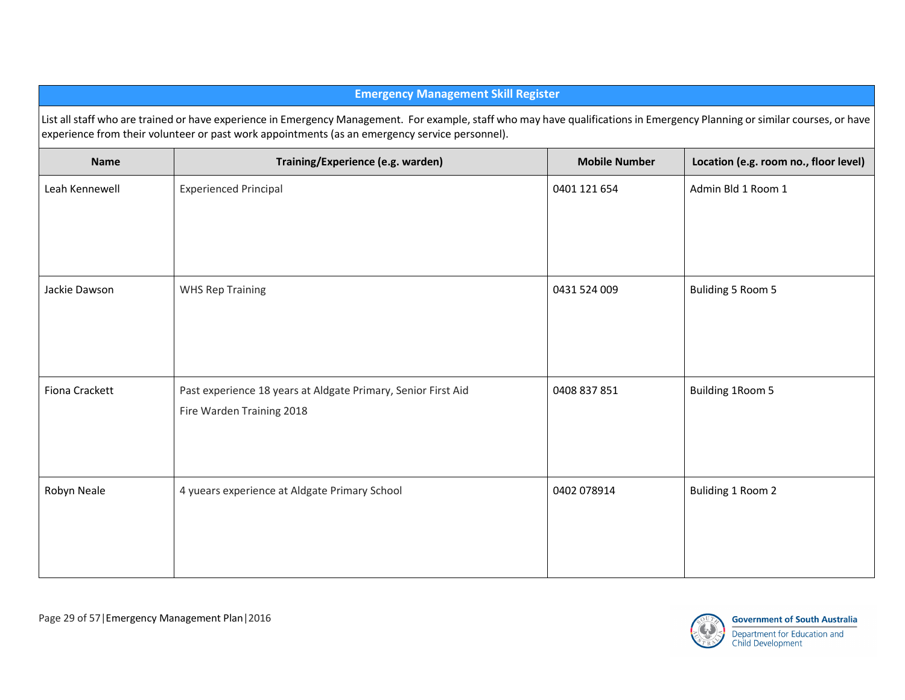## Emergency Management Skill Register

List all staff who are trained or have experience in Emergency Management. For example, staff who may have qualifications in Emergency Planning or similar courses, or have experience from their volunteer or past work appointments (as an emergency service personnel).

| Name | Training/Experience (e.g. warden) | Mobile Number | Location (e.g. room no., floor level) |
|---|---|---|---|
| Leah Kennewell | Experienced Principal | 0401 121 654 | Admin Bld 1 Room 1 |
| Jackie Dawson | WHS Rep Training | 0431 524 009 | Buliding 5 Room 5 |
| Fiona Crackett | Past experience 18 years at Aldgate Primary, Senior First Aid<br>Fire Warden Training 2018 | 0408 837 851 | Building 1Room 5 |
| Robyn Neale | 4 yuears experience at Aldgate Primary School | 0402 078914 | Buliding 1 Room 2 |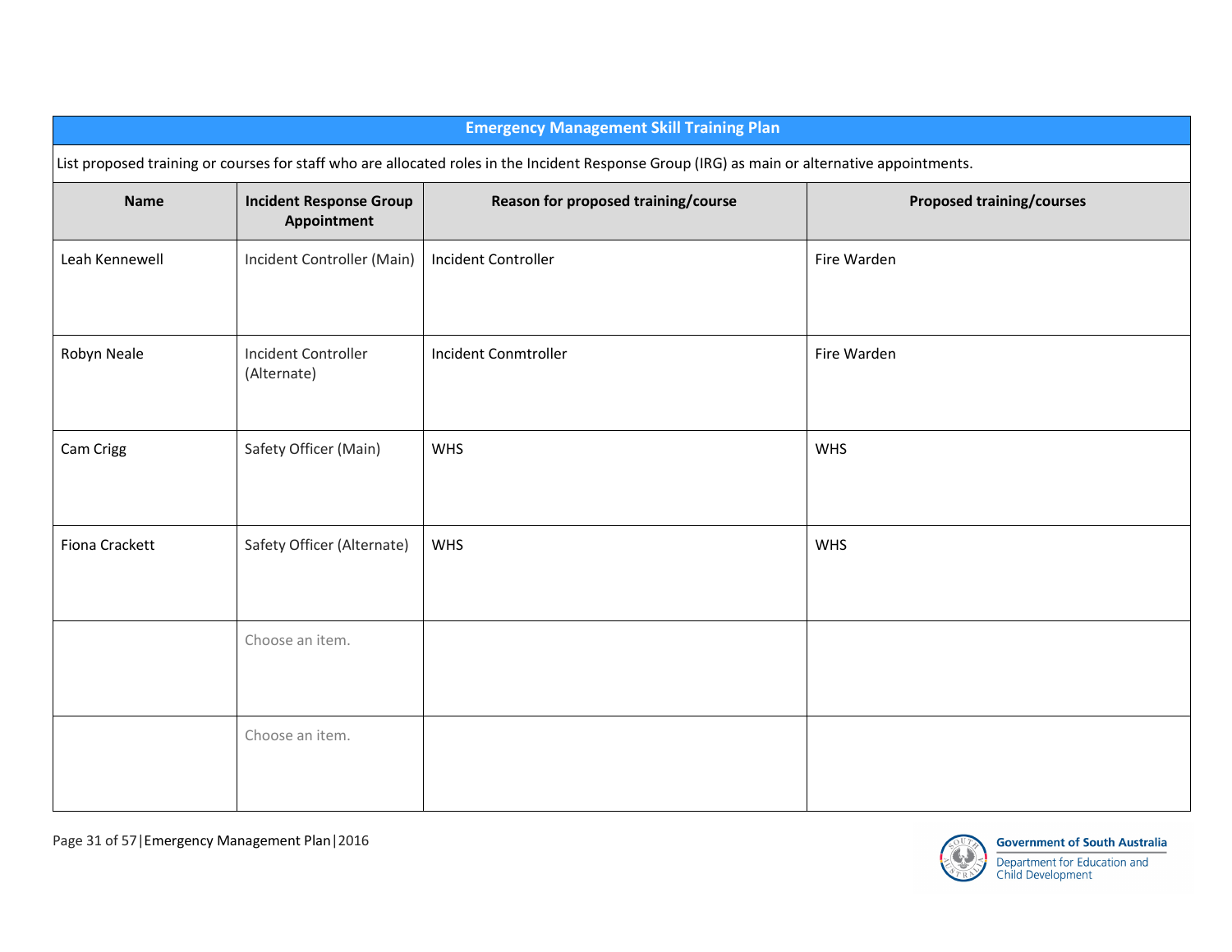## Emergency Management Skill Training Plan

List proposed training or courses for staff who are allocated roles in the Incident Response Group (IRG) as main or alternative appointments.

| Name | Incident Response Group Appointment | Reason for proposed training/course | Proposed training/courses |
|---|---|---|---|
| Leah Kennewell | Incident Controller (Main) | Incident Controller | Fire Warden |
| Robyn Neale | Incident Controller (Alternate) | Incident Conmtroller | Fire Warden |
| Cam Crigg | Safety Officer (Main) | WHS | WHS |
| Fiona Crackett | Safety Officer (Alternate) | WHS | WHS |
| | Choose an item. | | |
| | Choose an item. | | |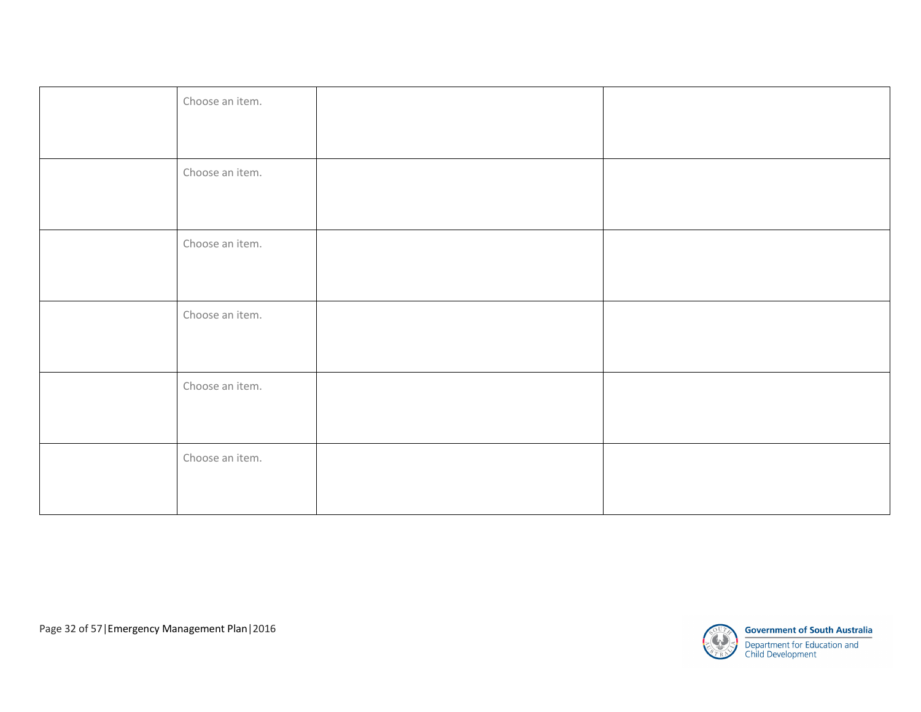| | | | |
|---|---|---|---|
| | Choose an item. | | |
| | Choose an item. | | |
| | Choose an item. | | |
| | Choose an item. | | |
| | Choose an item. | | |
| | Choose an item. | | |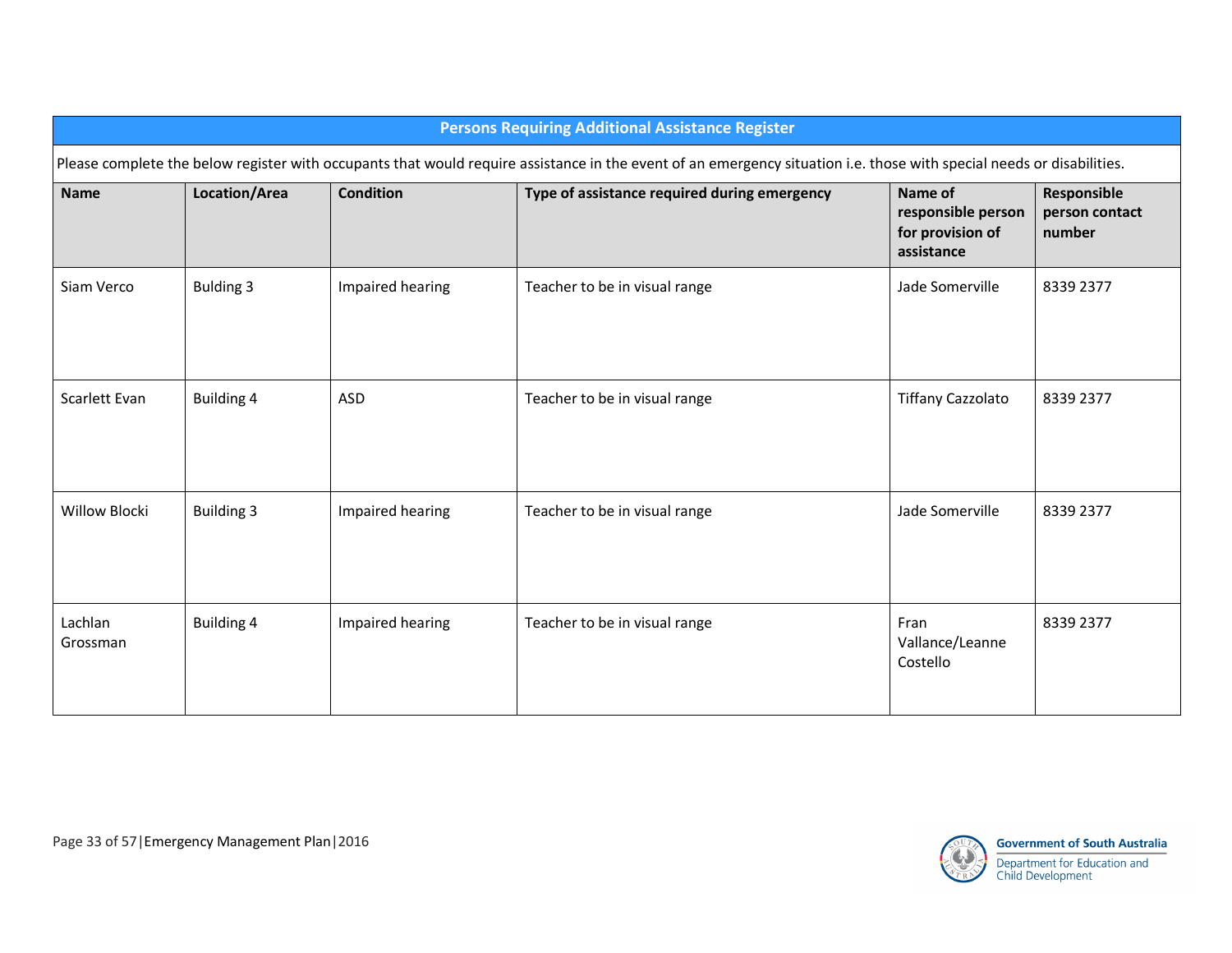## Persons Requiring Additional Assistance Register

Please complete the below register with occupants that would require assistance in the event of an emergency situation i.e. those with special needs or disabilities.

| Name | Location/Area | Condition | Type of assistance required during emergency | Name of responsible person for provision of assistance | Responsible person contact number |
|---|---|---|---|---|---|
| Siam Verco | Bulding 3 | Impaired hearing | Teacher to be in visual range | Jade Somerville | 8339 2377 |
| Scarlett Evan | Building 4 | ASD | Teacher to be in visual range | Tiffany Cazzolato | 8339 2377 |
| Willow Blocki | Building 3 | Impaired hearing | Teacher to be in visual range | Jade Somerville | 8339 2377 |
| Lachlan Grossman | Building 4 | Impaired hearing | Teacher to be in visual range | Fran Vallance/Leanne Costello | 8339 2377 |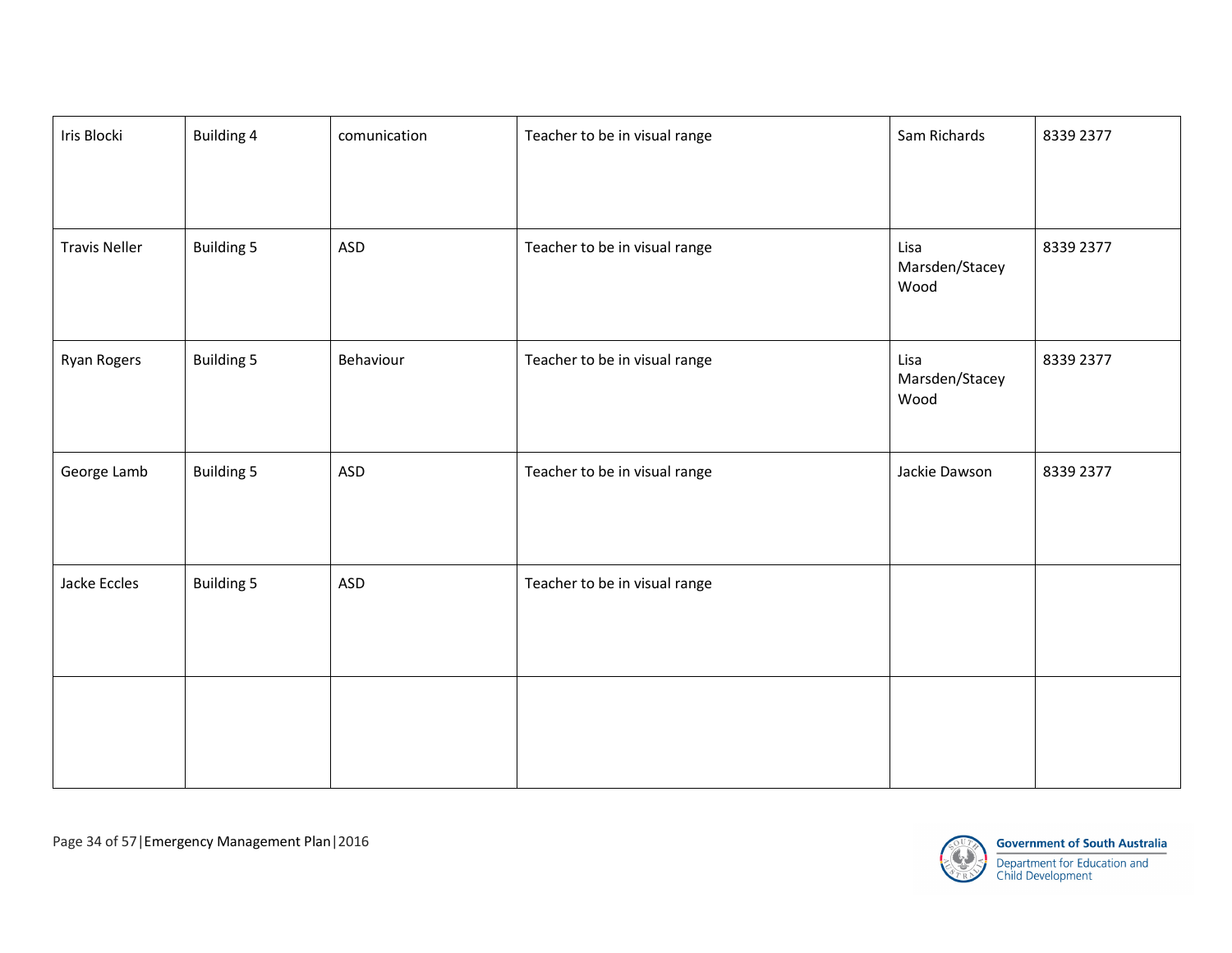| | | | | | |
|---|---|---|---|---|---|
| Iris Blocki | Building 4 | comunication | Teacher to be in visual range | Sam Richards | 8339 2377 |
| Travis Neller | Building 5 | ASD | Teacher to be in visual range | Lisa Marsden/Stacey Wood | 8339 2377 |
| Ryan Rogers | Building 5 | Behaviour | Teacher to be in visual range | Lisa Marsden/Stacey Wood | 8339 2377 |
| George Lamb | Building 5 | ASD | Teacher to be in visual range | Jackie Dawson | 8339 2377 |
| Jacke Eccles | Building 5 | ASD | Teacher to be in visual range | | |
| | | | | | |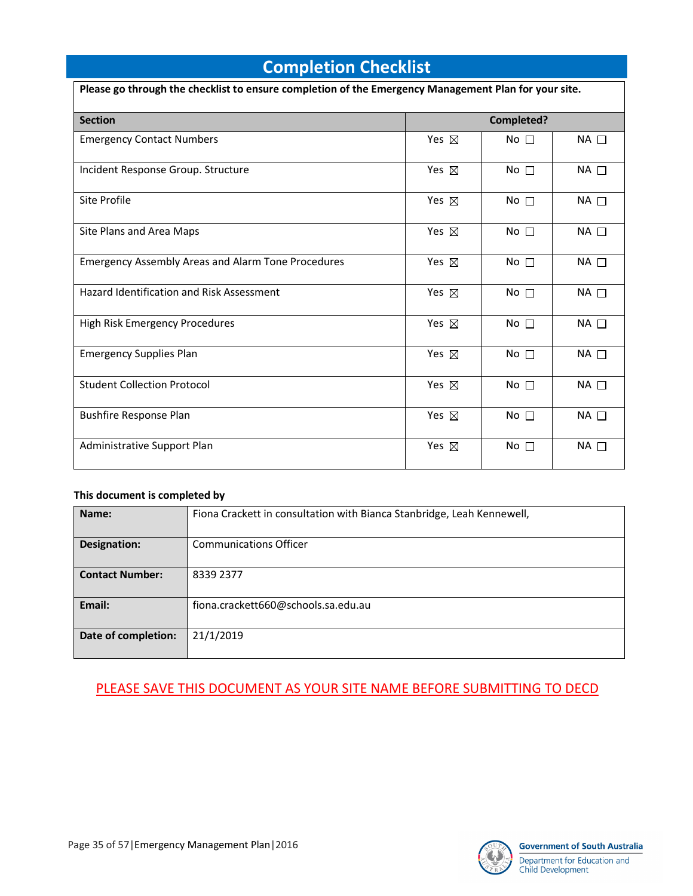# Completion Checklist

**Please go through the checklist to ensure completion of the Emergency Management Plan for your site.**

| Section | Completed? | | |
|---|---|---|---|
| Emergency Contact Numbers | Yes ☒ | No ☐ | NA ☐ |
| Incident Response Group. Structure | Yes ☒ | No ☐ | NA ☐ |
| Site Profile | Yes ☒ | No ☐ | NA ☐ |
| Site Plans and Area Maps | Yes ☒ | No ☐ | NA ☐ |
| Emergency Assembly Areas and Alarm Tone Procedures | Yes ☒ | No ☐ | NA ☐ |
| Hazard Identification and Risk Assessment | Yes ☒ | No ☐ | NA ☐ |
| High Risk Emergency Procedures | Yes ☒ | No ☐ | NA ☐ |
| Emergency Supplies Plan | Yes ☒ | No ☐ | NA ☐ |
| Student Collection Protocol | Yes ☒ | No ☐ | NA ☐ |
| Bushfire Response Plan | Yes ☒ | No ☐ | NA ☐ |
| Administrative Support Plan | Yes ☒ | No ☐ | NA ☐ |

**This document is completed by**

| | |
|---|---|
| **Name:** | Fiona Crackett in consultation with Bianca Stanbridge, Leah Kennewell, |
| **Designation:** | Communications Officer |
| **Contact Number:** | 8339 2377 |
| **Email:** | fiona.crackett660@schools.sa.edu.au |
| **Date of completion:** | 21/1/2019 |

PLEASE SAVE THIS DOCUMENT AS YOUR SITE NAME BEFORE SUBMITTING TO DECD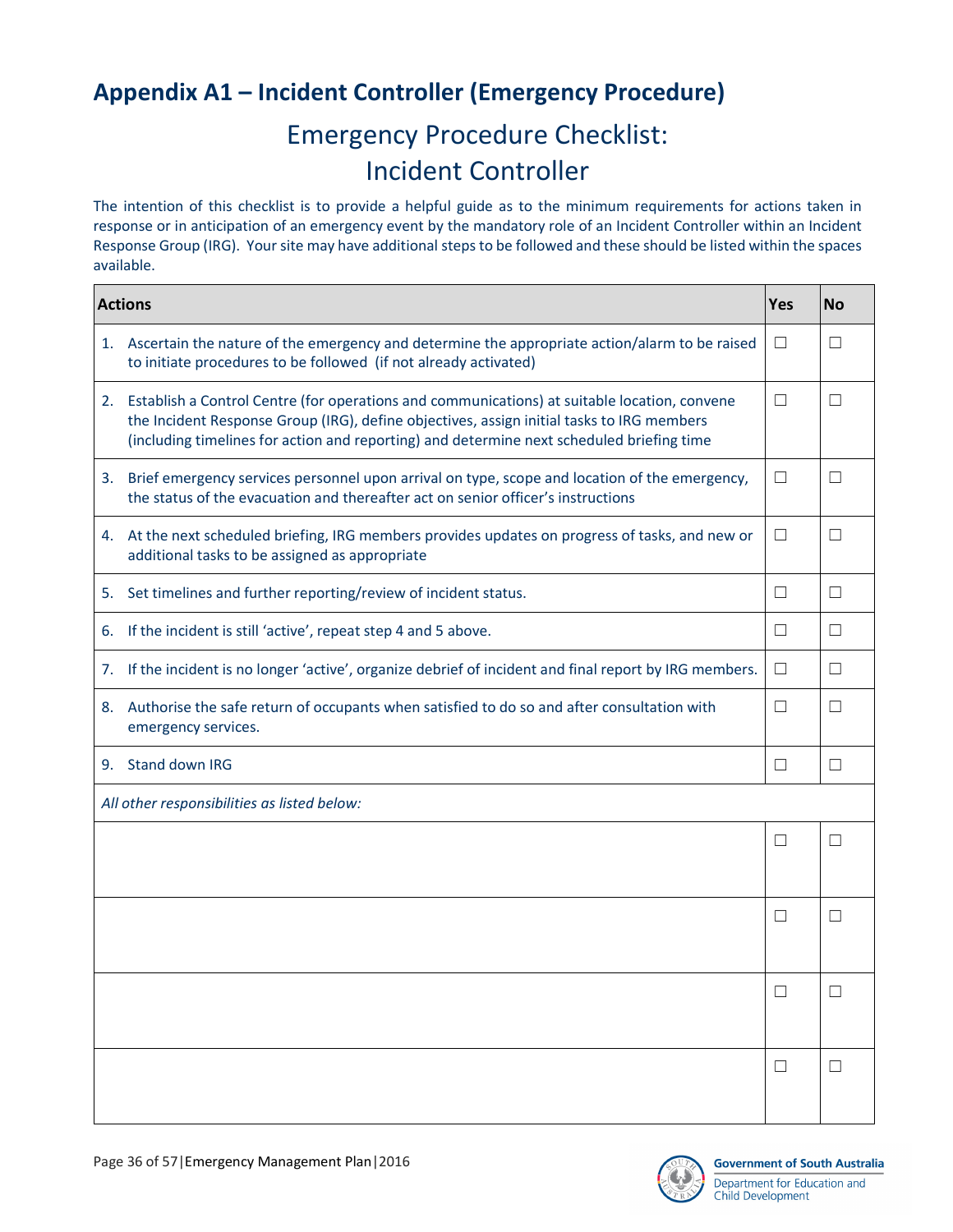# Appendix A1 – Incident Controller (Emergency Procedure)

## Emergency Procedure Checklist: Incident Controller

The intention of this checklist is to provide a helpful guide as to the minimum requirements for actions taken in response or in anticipation of an emergency event by the mandatory role of an Incident Controller within an Incident Response Group (IRG). Your site may have additional steps to be followed and these should be listed within the spaces available.

| Actions | Yes | No |
|---|---|---|
| 1. Ascertain the nature of the emergency and determine the appropriate action/alarm to be raised to initiate procedures to be followed (if not already activated) | ☐ | ☐ |
| 2. Establish a Control Centre (for operations and communications) at suitable location, convene the Incident Response Group (IRG), define objectives, assign initial tasks to IRG members (including timelines for action and reporting) and determine next scheduled briefing time | ☐ | ☐ |
| 3. Brief emergency services personnel upon arrival on type, scope and location of the emergency, the status of the evacuation and thereafter act on senior officer's instructions | ☐ | ☐ |
| 4. At the next scheduled briefing, IRG members provides updates on progress of tasks, and new or additional tasks to be assigned as appropriate | ☐ | ☐ |
| 5. Set timelines and further reporting/review of incident status. | ☐ | ☐ |
| 6. If the incident is still 'active', repeat step 4 and 5 above. | ☐ | ☐ |
| 7. If the incident is no longer 'active', organize debrief of incident and final report by IRG members. | ☐ | ☐ |
| 8. Authorise the safe return of occupants when satisfied to do so and after consultation with emergency services. | ☐ | ☐ |
| 9. Stand down IRG | ☐ | ☐ |
| *All other responsibilities as listed below:* | | |
| | ☐ | ☐ |
| | ☐ | ☐ |
| | ☐ | ☐ |
| | ☐ | ☐ |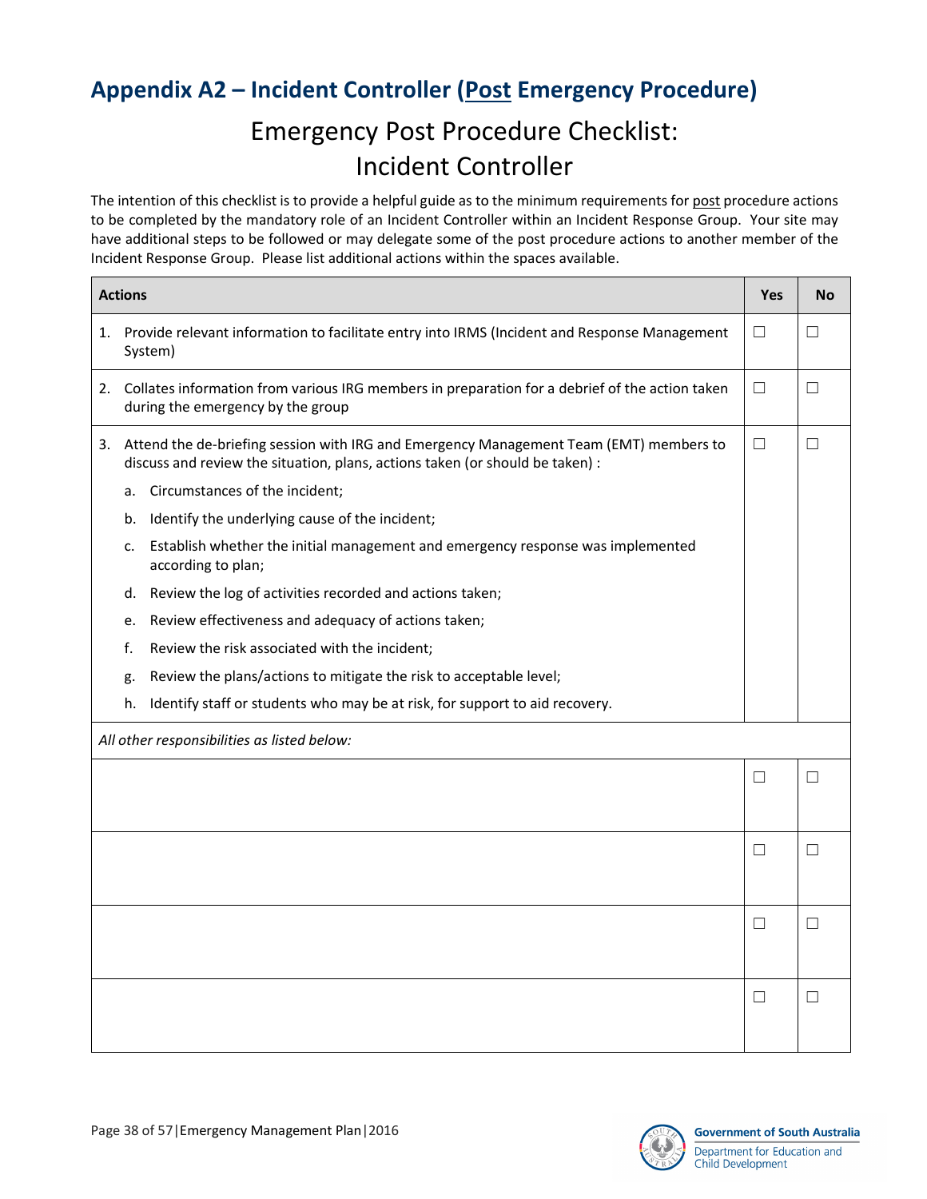## Appendix A2 – Incident Controller (Post Emergency Procedure)

# Emergency Post Procedure Checklist: Incident Controller

The intention of this checklist is to provide a helpful guide as to the minimum requirements for post procedure actions to be completed by the mandatory role of an Incident Controller within an Incident Response Group. Your site may have additional steps to be followed or may delegate some of the post procedure actions to another member of the Incident Response Group. Please list additional actions within the spaces available.

| Actions | Yes | No |
|---|---|---|
| 1. Provide relevant information to facilitate entry into IRMS (Incident and Response Management System) | ☐ | ☐ |
| 2. Collates information from various IRG members in preparation for a debrief of the action taken during the emergency by the group | ☐ | ☐ |
| 3. Attend the de-briefing session with IRG and Emergency Management Team (EMT) members to discuss and review the situation, plans, actions taken (or should be taken) :<br>a. Circumstances of the incident;<br>b. Identify the underlying cause of the incident;<br>c. Establish whether the initial management and emergency response was implemented according to plan;<br>d. Review the log of activities recorded and actions taken;<br>e. Review effectiveness and adequacy of actions taken;<br>f. Review the risk associated with the incident;<br>g. Review the plans/actions to mitigate the risk to acceptable level;<br>h. Identify staff or students who may be at risk, for support to aid recovery. | ☐ | ☐ |
| *All other responsibilities as listed below:* | | |
| | ☐ | ☐ |
| | ☐ | ☐ |
| | ☐ | ☐ |
| | ☐ | ☐ |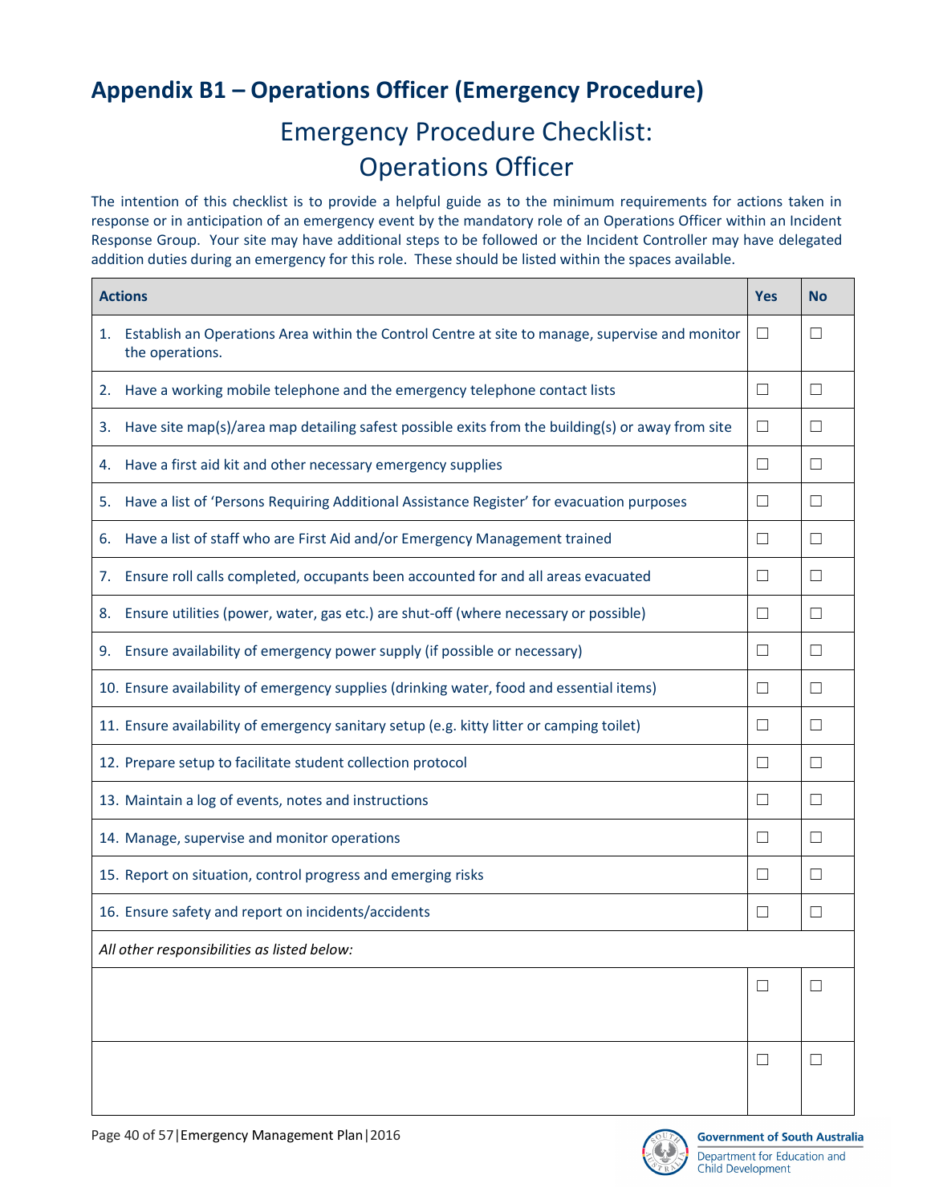## Appendix B1 – Operations Officer (Emergency Procedure)

# Emergency Procedure Checklist: Operations Officer

The intention of this checklist is to provide a helpful guide as to the minimum requirements for actions taken in response or in anticipation of an emergency event by the mandatory role of an Operations Officer within an Incident Response Group. Your site may have additional steps to be followed or the Incident Controller may have delegated addition duties during an emergency for this role. These should be listed within the spaces available.

| Actions | Yes | No |
|---|---|---|
| 1. Establish an Operations Area within the Control Centre at site to manage, supervise and monitor the operations. | ☐ | ☐ |
| 2. Have a working mobile telephone and the emergency telephone contact lists | ☐ | ☐ |
| 3. Have site map(s)/area map detailing safest possible exits from the building(s) or away from site | ☐ | ☐ |
| 4. Have a first aid kit and other necessary emergency supplies | ☐ | ☐ |
| 5. Have a list of 'Persons Requiring Additional Assistance Register' for evacuation purposes | ☐ | ☐ |
| 6. Have a list of staff who are First Aid and/or Emergency Management trained | ☐ | ☐ |
| 7. Ensure roll calls completed, occupants been accounted for and all areas evacuated | ☐ | ☐ |
| 8. Ensure utilities (power, water, gas etc.) are shut-off (where necessary or possible) | ☐ | ☐ |
| 9. Ensure availability of emergency power supply (if possible or necessary) | ☐ | ☐ |
| 10. Ensure availability of emergency supplies (drinking water, food and essential items) | ☐ | ☐ |
| 11. Ensure availability of emergency sanitary setup (e.g. kitty litter or camping toilet) | ☐ | ☐ |
| 12. Prepare setup to facilitate student collection protocol | ☐ | ☐ |
| 13. Maintain a log of events, notes and instructions | ☐ | ☐ |
| 14. Manage, supervise and monitor operations | ☐ | ☐ |
| 15. Report on situation, control progress and emerging risks | ☐ | ☐ |
| 16. Ensure safety and report on incidents/accidents | ☐ | ☐ |
| *All other responsibilities as listed below:* | | |
| | ☐ | ☐ |
| | ☐ | ☐ |

Government of South Australia
Department for Education and Child Development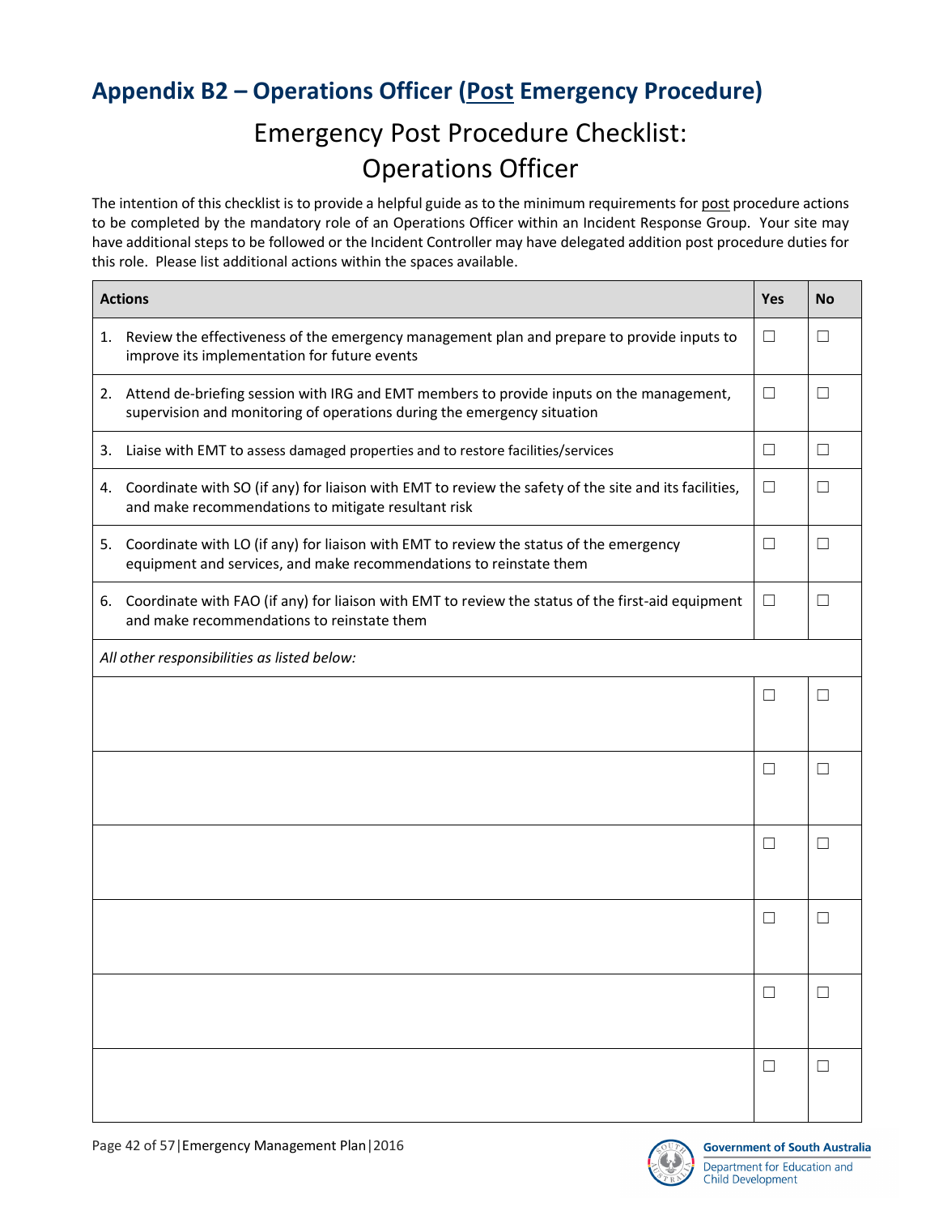## Appendix B2 – Operations Officer (Post Emergency Procedure)

# Emergency Post Procedure Checklist: Operations Officer

The intention of this checklist is to provide a helpful guide as to the minimum requirements for post procedure actions to be completed by the mandatory role of an Operations Officer within an Incident Response Group. Your site may have additional steps to be followed or the Incident Controller may have delegated addition post procedure duties for this role. Please list additional actions within the spaces available.

| Actions | Yes | No |
|---|---|---|
| 1. Review the effectiveness of the emergency management plan and prepare to provide inputs to improve its implementation for future events | ☐ | ☐ |
| 2. Attend de-briefing session with IRG and EMT members to provide inputs on the management, supervision and monitoring of operations during the emergency situation | ☐ | ☐ |
| 3. Liaise with EMT to assess damaged properties and to restore facilities/services | ☐ | ☐ |
| 4. Coordinate with SO (if any) for liaison with EMT to review the safety of the site and its facilities, and make recommendations to mitigate resultant risk | ☐ | ☐ |
| 5. Coordinate with LO (if any) for liaison with EMT to review the status of the emergency equipment and services, and make recommendations to reinstate them | ☐ | ☐ |
| 6. Coordinate with FAO (if any) for liaison with EMT to review the status of the first-aid equipment and make recommendations to reinstate them | ☐ | ☐ |
| *All other responsibilities as listed below:* | | |
| | ☐ | ☐ |
| | ☐ | ☐ |
| | ☐ | ☐ |
| | ☐ | ☐ |
| | ☐ | ☐ |
| | ☐ | ☐ |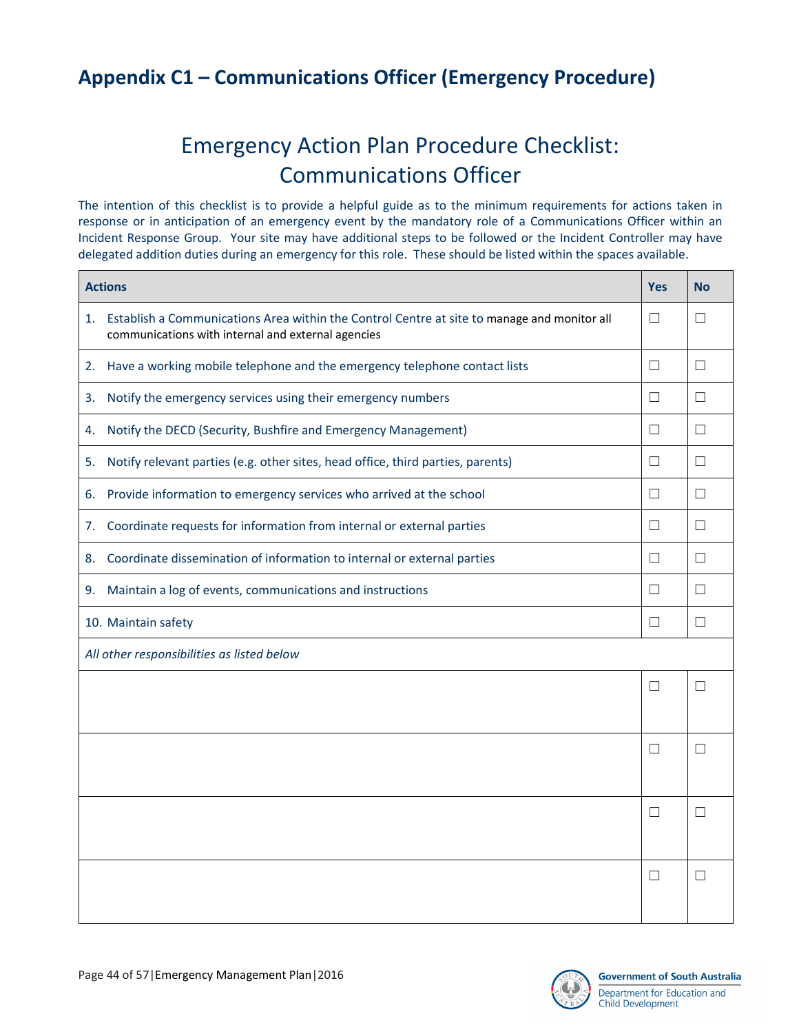## Appendix C1 – Communications Officer (Emergency Procedure)

# Emergency Action Plan Procedure Checklist: Communications Officer

The intention of this checklist is to provide a helpful guide as to the minimum requirements for actions taken in response or in anticipation of an emergency event by the mandatory role of a Communications Officer within an Incident Response Group. Your site may have additional steps to be followed or the Incident Controller may have delegated addition duties during an emergency for this role. These should be listed within the spaces available.

| Actions | Yes | No |
|---|---|---|
| 1. Establish a Communications Area within the Control Centre at site to manage and monitor all communications with internal and external agencies | ☐ | ☐ |
| 2. Have a working mobile telephone and the emergency telephone contact lists | ☐ | ☐ |
| 3. Notify the emergency services using their emergency numbers | ☐ | ☐ |
| 4. Notify the DECD (Security, Bushfire and Emergency Management) | ☐ | ☐ |
| 5. Notify relevant parties (e.g. other sites, head office, third parties, parents) | ☐ | ☐ |
| 6. Provide information to emergency services who arrived at the school | ☐ | ☐ |
| 7. Coordinate requests for information from internal or external parties | ☐ | ☐ |
| 8. Coordinate dissemination of information to internal or external parties | ☐ | ☐ |
| 9. Maintain a log of events, communications and instructions | ☐ | ☐ |
| 10. Maintain safety | ☐ | ☐ |
| *All other responsibilities as listed below* | | |
| | ☐ | ☐ |
| | ☐ | ☐ |
| | ☐ | ☐ |
| | ☐ | ☐ |

Government of South Australia
Department for Education and Child Development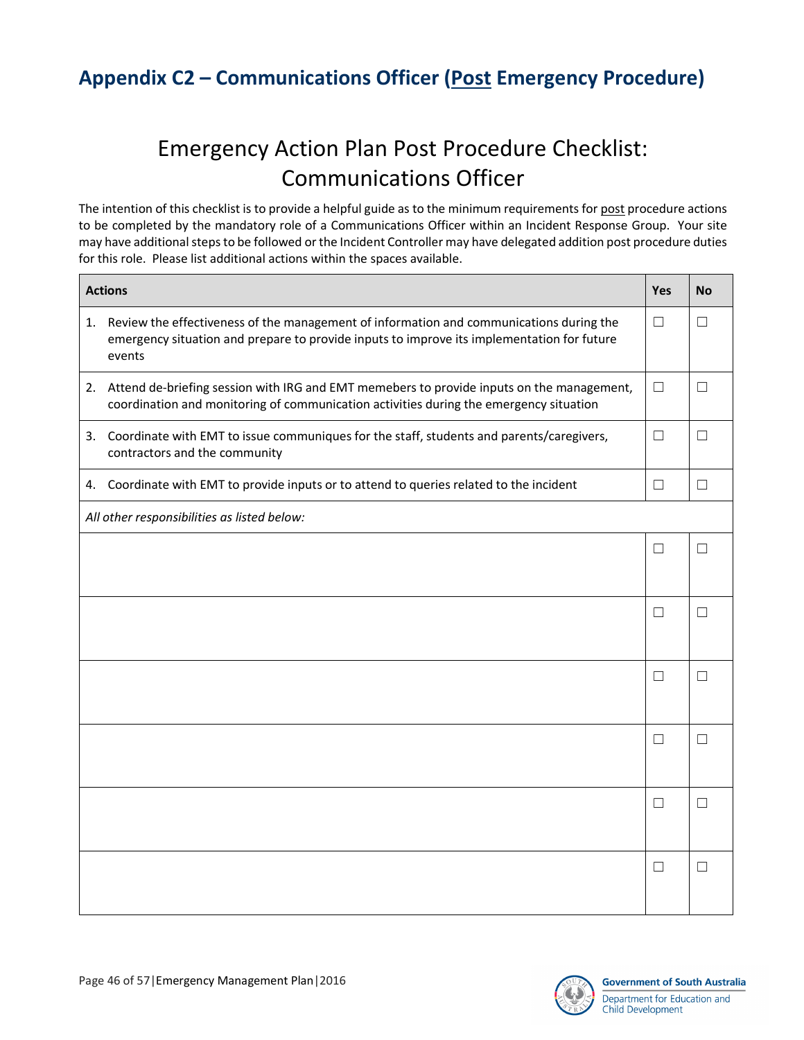## Appendix C2 – Communications Officer (Post Emergency Procedure)

# Emergency Action Plan Post Procedure Checklist: Communications Officer

The intention of this checklist is to provide a helpful guide as to the minimum requirements for post procedure actions to be completed by the mandatory role of a Communications Officer within an Incident Response Group. Your site may have additional steps to be followed or the Incident Controller may have delegated addition post procedure duties for this role. Please list additional actions within the spaces available.

| Actions | Yes | No |
|---|---|---|
| 1. Review the effectiveness of the management of information and communications during the emergency situation and prepare to provide inputs to improve its implementation for future events | ☐ | ☐ |
| 2. Attend de-briefing session with IRG and EMT memebers to provide inputs on the management, coordination and monitoring of communication activities during the emergency situation | ☐ | ☐ |
| 3. Coordinate with EMT to issue communiques for the staff, students and parents/caregivers, contractors and the community | ☐ | ☐ |
| 4. Coordinate with EMT to provide inputs or to attend to queries related to the incident | ☐ | ☐ |
| *All other responsibilities as listed below:* | | |
| | ☐ | ☐ |
| | ☐ | ☐ |
| | ☐ | ☐ |
| | ☐ | ☐ |
| | ☐ | ☐ |
| | ☐ | ☐ |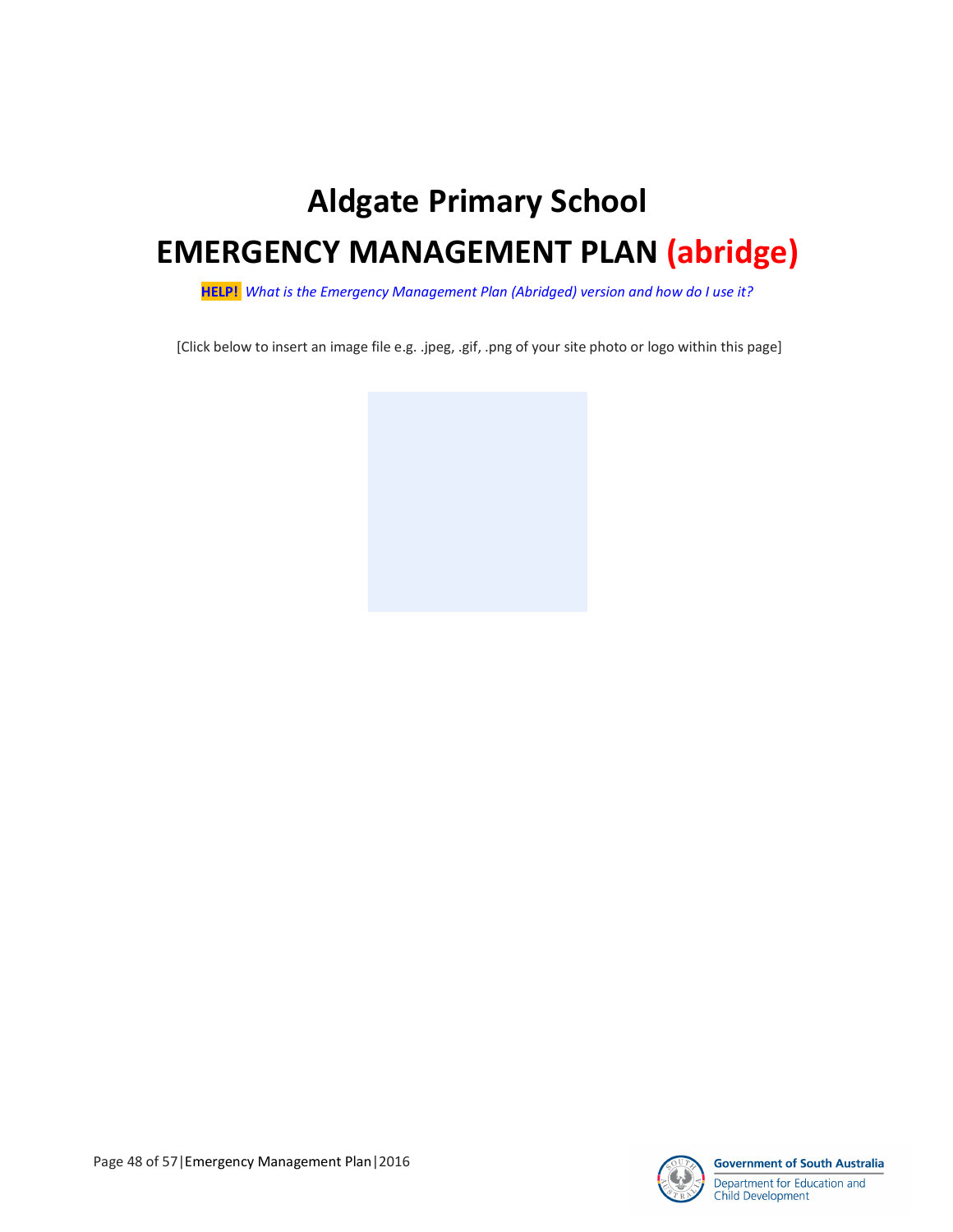# Aldgate Primary School

# EMERGENCY MANAGEMENT PLAN (abridge)

**HELP!** *What is the Emergency Management Plan (Abridged) version and how do I use it?*

[Click below to insert an image file e.g. .jpeg, .gif, .png of your site photo or logo within this page]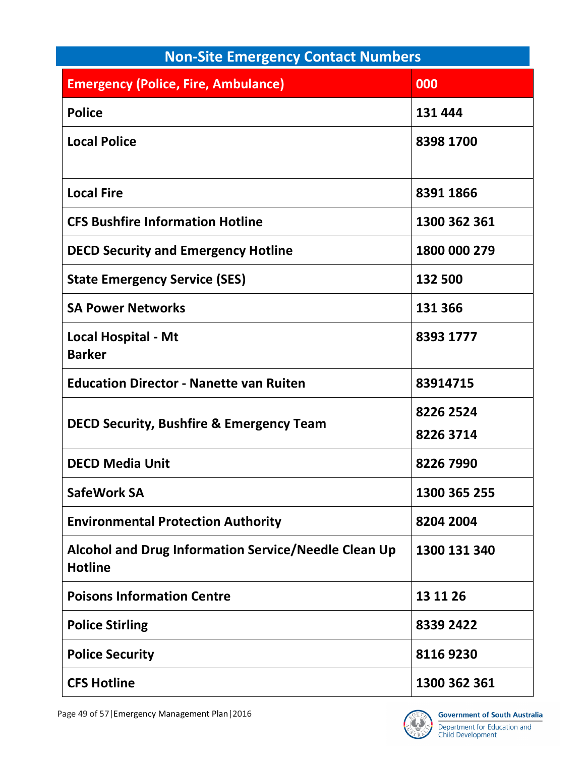## Non-Site Emergency Contact Numbers

| Emergency (Police, Fire, Ambulance) | 000 |
|---|---|
| Police | 131 444 |
| Local Police | 8398 1700 |
| Local Fire | 8391 1866 |
| CFS Bushfire Information Hotline | 1300 362 361 |
| DECD Security and Emergency Hotline | 1800 000 279 |
| State Emergency Service (SES) | 132 500 |
| SA Power Networks | 131 366 |
| Local Hospital - Mt Barker | 8393 1777 |
| Education Director - Nanette van Ruiten | 83914715 |
| DECD Security, Bushfire & Emergency Team | 8226 2524<br>8226 3714 |
| DECD Media Unit | 8226 7990 |
| SafeWork SA | 1300 365 255 |
| Environmental Protection Authority | 8204 2004 |
| Alcohol and Drug Information Service/Needle Clean Up Hotline | 1300 131 340 |
| Poisons Information Centre | 13 11 26 |
| Police Stirling | 8339 2422 |
| Police Security | 8116 9230 |
| CFS Hotline | 1300 362 361 |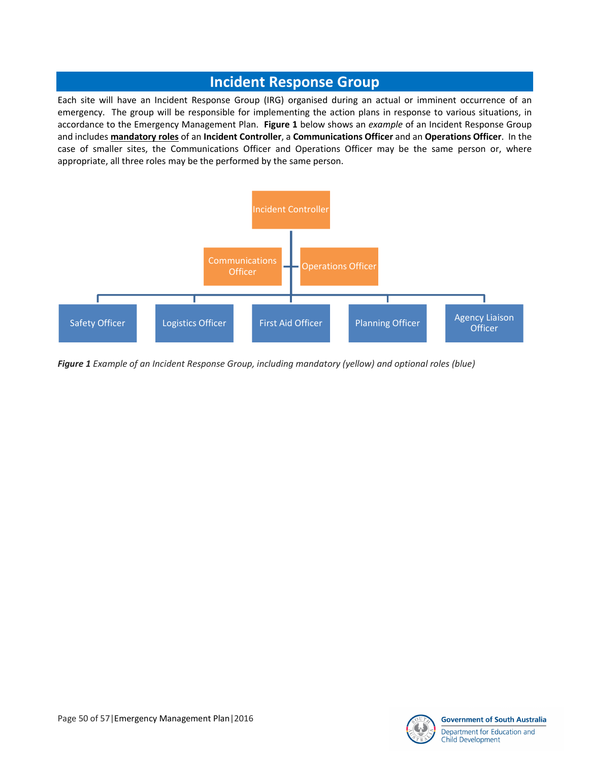# Incident Response Group

Each site will have an Incident Response Group (IRG) organised during an actual or imminent occurrence of an emergency. The group will be responsible for implementing the action plans in response to various situations, in accordance to the Emergency Management Plan. **Figure 1** below shows an *example* of an Incident Response Group and includes **mandatory roles** of an **Incident Controller**, a **Communications Officer** and an **Operations Officer**. In the case of smaller sites, the Communications Officer and Operations Officer may be the same person or, where appropriate, all three roles may be the performed by the same person.

Incident Controller

Communications Officer

Operations Officer

Safety Officer

Logistics Officer

First Aid Officer

Planning Officer

Agency Liaison Officer

***Figure 1*** *Example of an Incident Response Group, including mandatory (yellow) and optional roles (blue)*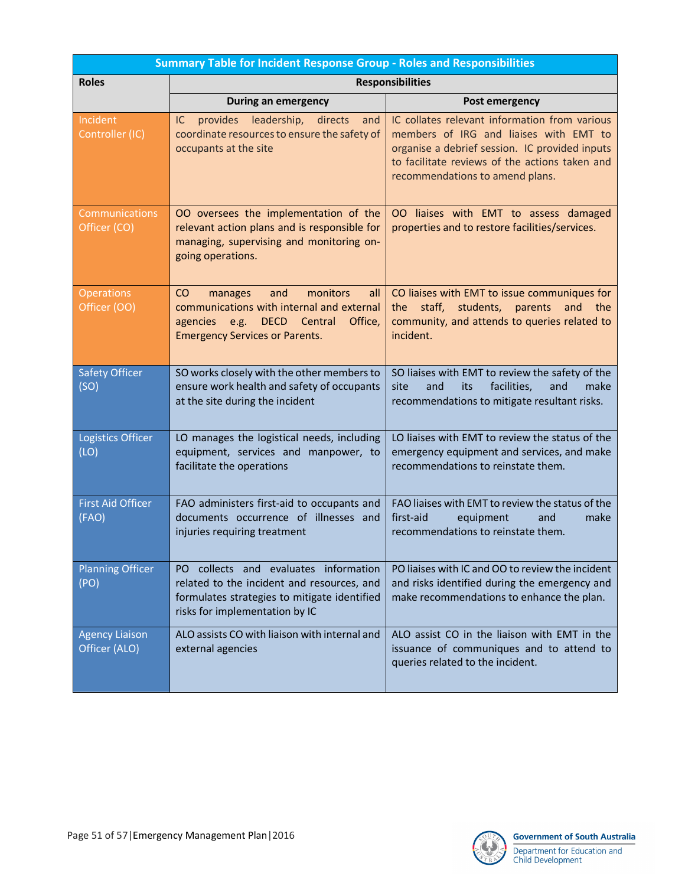| Summary Table for Incident Response Group - Roles and Responsibilities | | |
|---|---|---|
| **Roles** | **Responsibilities** | |
| | **During an emergency** | **Post emergency** |
| Incident Controller (IC) | IC provides leadership, directs and coordinate resources to ensure the safety of occupants at the site | IC collates relevant information from various members of IRG and liaises with EMT to organise a debrief session. IC provided inputs to facilitate reviews of the actions taken and recommendations to amend plans. |
| Communications Officer (CO) | OO oversees the implementation of the relevant action plans and is responsible for managing, supervising and monitoring on-going operations. | OO liaises with EMT to assess damaged properties and to restore facilities/services. |
| Operations Officer (OO) | CO manages and monitors all communications with internal and external agencies e.g. DECD Central Office, Emergency Services or Parents. | CO liaises with EMT to issue communiques for the staff, students, parents and the community, and attends to queries related to incident. |
| Safety Officer (SO) | SO works closely with the other members to ensure work health and safety of occupants at the site during the incident | SO liaises with EMT to review the safety of the site and its facilities, and make recommendations to mitigate resultant risks. |
| Logistics Officer (LO) | LO manages the logistical needs, including equipment, services and manpower, to facilitate the operations | LO liaises with EMT to review the status of the emergency equipment and services, and make recommendations to reinstate them. |
| First Aid Officer (FAO) | FAO administers first-aid to occupants and documents occurrence of illnesses and injuries requiring treatment | FAO liaises with EMT to review the status of the first-aid equipment and make recommendations to reinstate them. |
| Planning Officer (PO) | PO collects and evaluates information related to the incident and resources, and formulates strategies to mitigate identified risks for implementation by IC | PO liaises with IC and OO to review the incident and risks identified during the emergency and make recommendations to enhance the plan. |
| Agency Liaison Officer (ALO) | ALO assists CO with liaison with internal and external agencies | ALO assist CO in the liaison with EMT in the issuance of communiques and to attend to queries related to the incident. |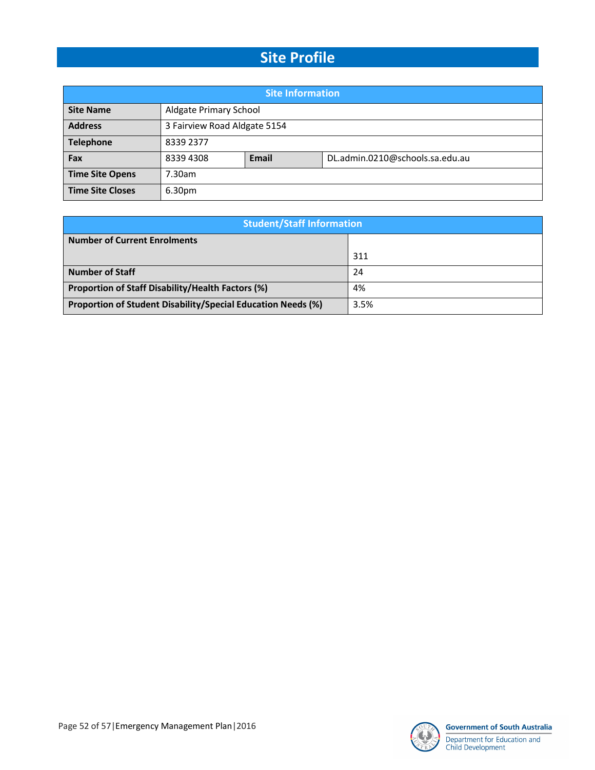# Site Profile

| Site Information | | | |
|---|---|---|---|
| **Site Name** | Aldgate Primary School | | |
| **Address** | 3 Fairview Road Aldgate 5154 | | |
| **Telephone** | 8339 2377 | | |
| **Fax** | 8339 4308 | **Email** | DL.admin.0210@schools.sa.edu.au |
| **Time Site Opens** | 7.30am | | |
| **Time Site Closes** | 6.30pm | | |

| Student/Staff Information | |
|---|---|
| **Number of Current Enrolments** | 311 |
| **Number of Staff** | 24 |
| **Proportion of Staff Disability/Health Factors (%)** | 4% |
| **Proportion of Student Disability/Special Education Needs (%)** | 3.5% |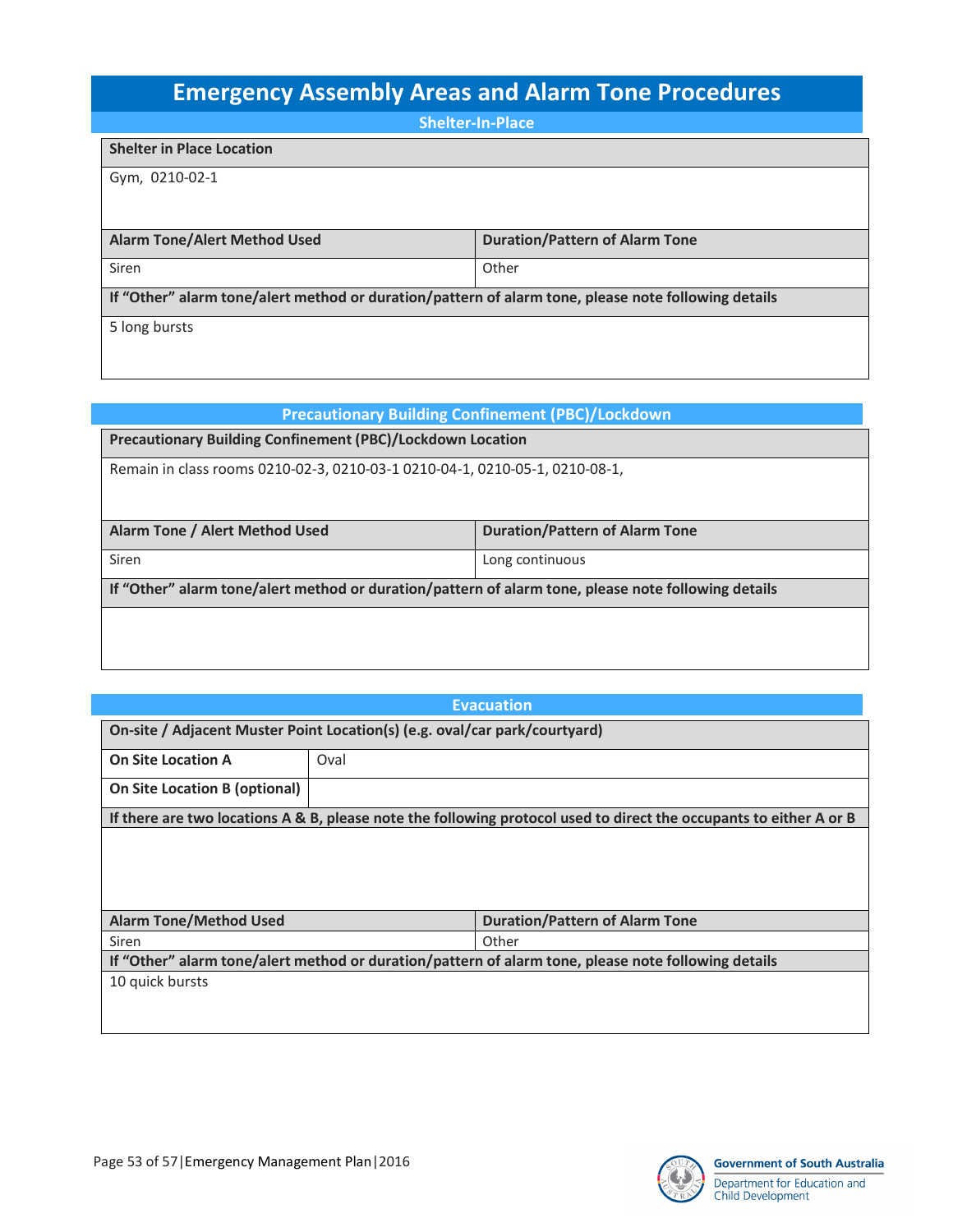# Emergency Assembly Areas and Alarm Tone Procedures

## Shelter-In-Place

| Shelter in Place Location | |
|---|---|
| Gym, 0210-02-1 | |
| **Alarm Tone/Alert Method Used** | **Duration/Pattern of Alarm Tone** |
| Siren | Other |
| **If "Other" alarm tone/alert method or duration/pattern of alarm tone, please note following details** | |
| 5 long bursts | |

## Precautionary Building Confinement (PBC)/Lockdown

| Precautionary Building Confinement (PBC)/Lockdown Location | |
|---|---|
| Remain in class rooms 0210-02-3, 0210-03-1 0210-04-1, 0210-05-1, 0210-08-1, | |
| **Alarm Tone / Alert Method Used** | **Duration/Pattern of Alarm Tone** |
| Siren | Long continuous |
| **If "Other" alarm tone/alert method or duration/pattern of alarm tone, please note following details** | |
| | |

## Evacuation

| On-site / Adjacent Muster Point Location(s) (e.g. oval/car park/courtyard) | |
|---|---|
| **On Site Location A** | Oval |
| **On Site Location B (optional)** | |
| **If there are two locations A & B, please note the following protocol used to direct the occupants to either A or B** | |
| | |
| **Alarm Tone/Method Used** | **Duration/Pattern of Alarm Tone** |
| Siren | Other |
| **If "Other" alarm tone/alert method or duration/pattern of alarm tone, please note following details** | |
| 10 quick bursts | |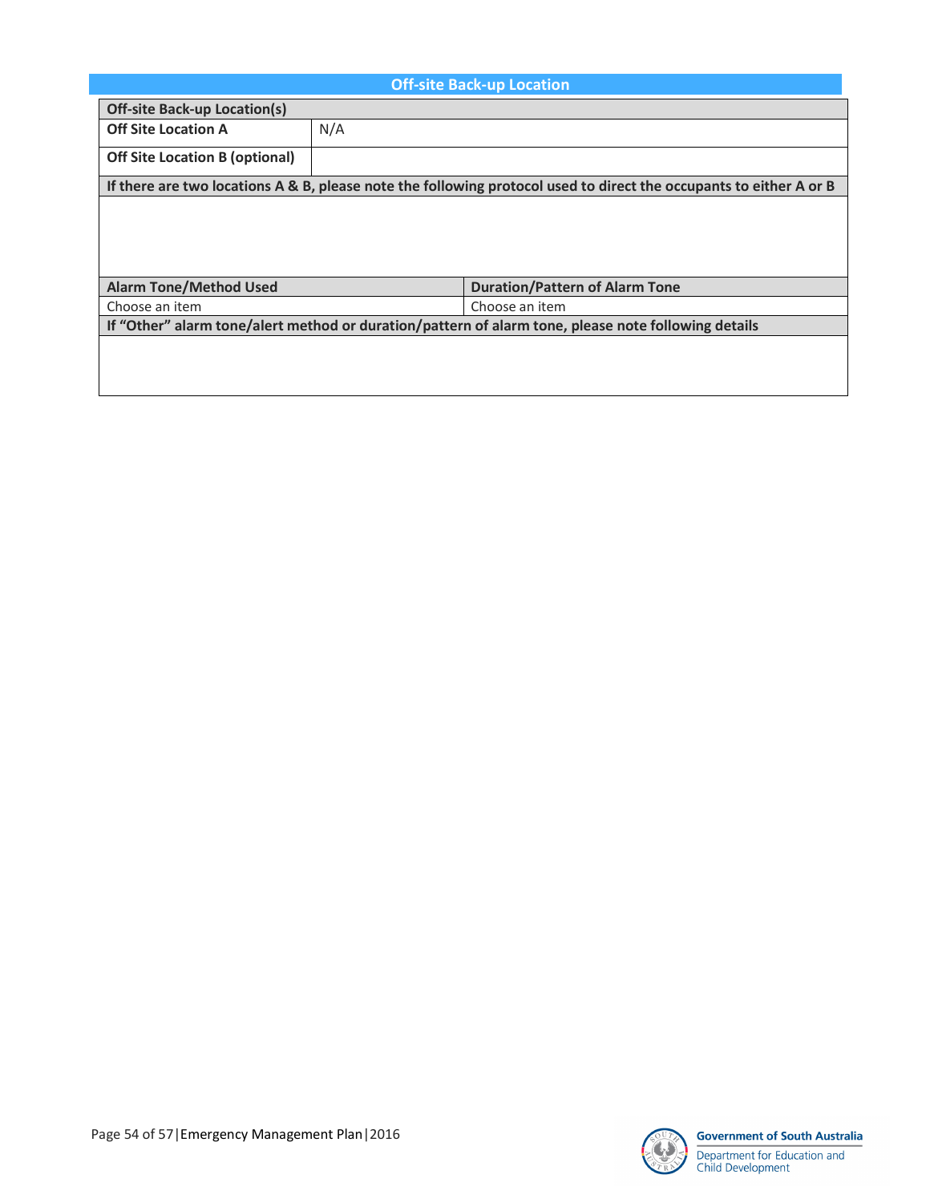## Off-site Back-up Location

| Off-site Back-up Location(s) | |
|---|---|
| **Off Site Location A** | N/A |
| **Off Site Location B (optional)** | |

| If there are two locations A & B, please note the following protocol used to direct the occupants to either A or B |
|---|
| |

| Alarm Tone/Method Used | Duration/Pattern of Alarm Tone |
|---|---|
| Choose an item | Choose an item |

| If "Other" alarm tone/alert method or duration/pattern of alarm tone, please note following details |
|---|
| |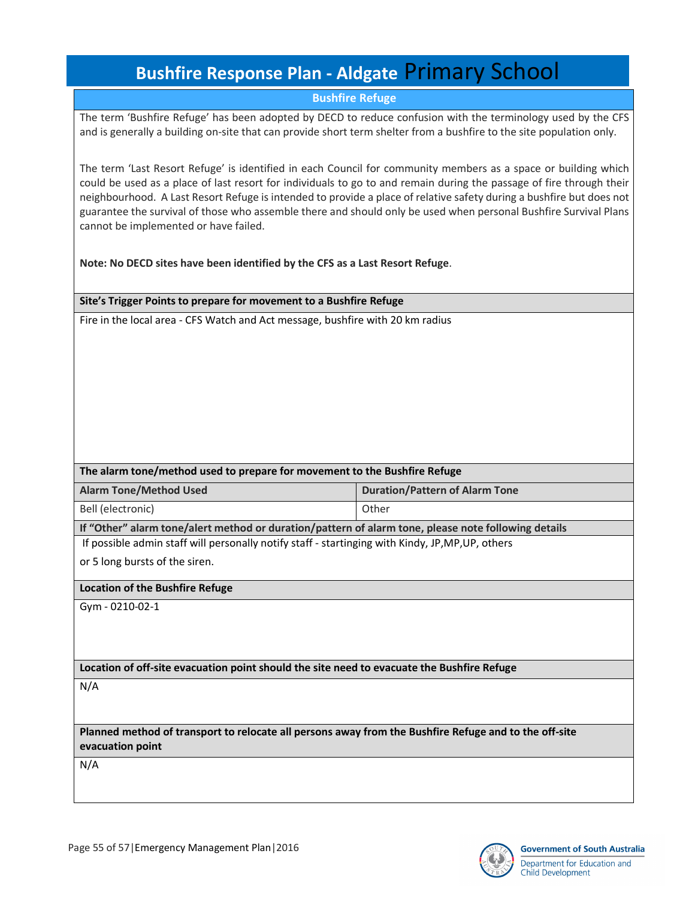# Bushfire Response Plan - Aldgate Primary School

## Bushfire Refuge

The term 'Bushfire Refuge' has been adopted by DECD to reduce confusion with the terminology used by the CFS and is generally a building on-site that can provide short term shelter from a bushfire to the site population only.

The term 'Last Resort Refuge' is identified in each Council for community members as a space or building which could be used as a place of last resort for individuals to go to and remain during the passage of fire through their neighbourhood. A Last Resort Refuge is intended to provide a place of relative safety during a bushfire but does not guarantee the survival of those who assemble there and should only be used when personal Bushfire Survival Plans cannot be implemented or have failed.

**Note: No DECD sites have been identified by the CFS as a Last Resort Refuge**.

**Site's Trigger Points to prepare for movement to a Bushfire Refuge**

Fire in the local area - CFS Watch and Act message, bushfire with 20 km radius

**The alarm tone/method used to prepare for movement to the Bushfire Refuge**

| Alarm Tone/Method Used | Duration/Pattern of Alarm Tone |
|---|---|
| Bell (electronic) | Other |

**If "Other" alarm tone/alert method or duration/pattern of alarm tone, please note following details**

If possible admin staff will personally notify staff - startinging with Kindy, JP,MP,UP, others

or 5 long bursts of the siren.

**Location of the Bushfire Refuge**

Gym - 0210-02-1

**Location of off-site evacuation point should the site need to evacuate the Bushfire Refuge**

N/A

**Planned method of transport to relocate all persons away from the Bushfire Refuge and to the off-site evacuation point**

N/A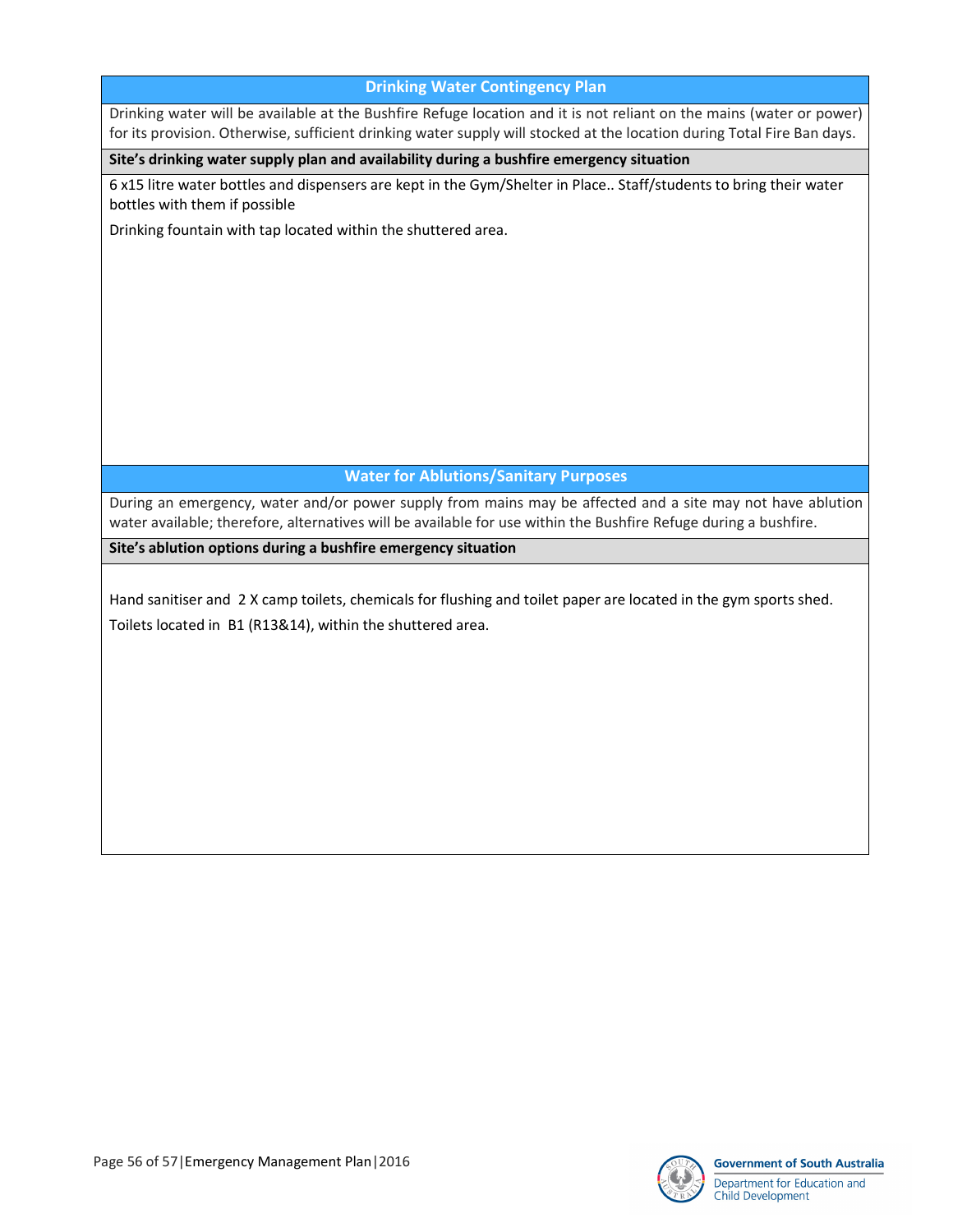## Drinking Water Contingency Plan

Drinking water will be available at the Bushfire Refuge location and it is not reliant on the mains (water or power) for its provision. Otherwise, sufficient drinking water supply will stocked at the location during Total Fire Ban days.

**Site's drinking water supply plan and availability during a bushfire emergency situation**

6 x15 litre water bottles and dispensers are kept in the Gym/Shelter in Place.. Staff/students to bring their water bottles with them if possible

Drinking fountain with tap located within the shuttered area.

## Water for Ablutions/Sanitary Purposes

During an emergency, water and/or power supply from mains may be affected and a site may not have ablution water available; therefore, alternatives will be available for use within the Bushfire Refuge during a bushfire.

**Site's ablution options during a bushfire emergency situation**

Hand sanitiser and 2 X camp toilets, chemicals for flushing and toilet paper are located in the gym sports shed.

Toilets located in B1 (R13&14), within the shuttered area.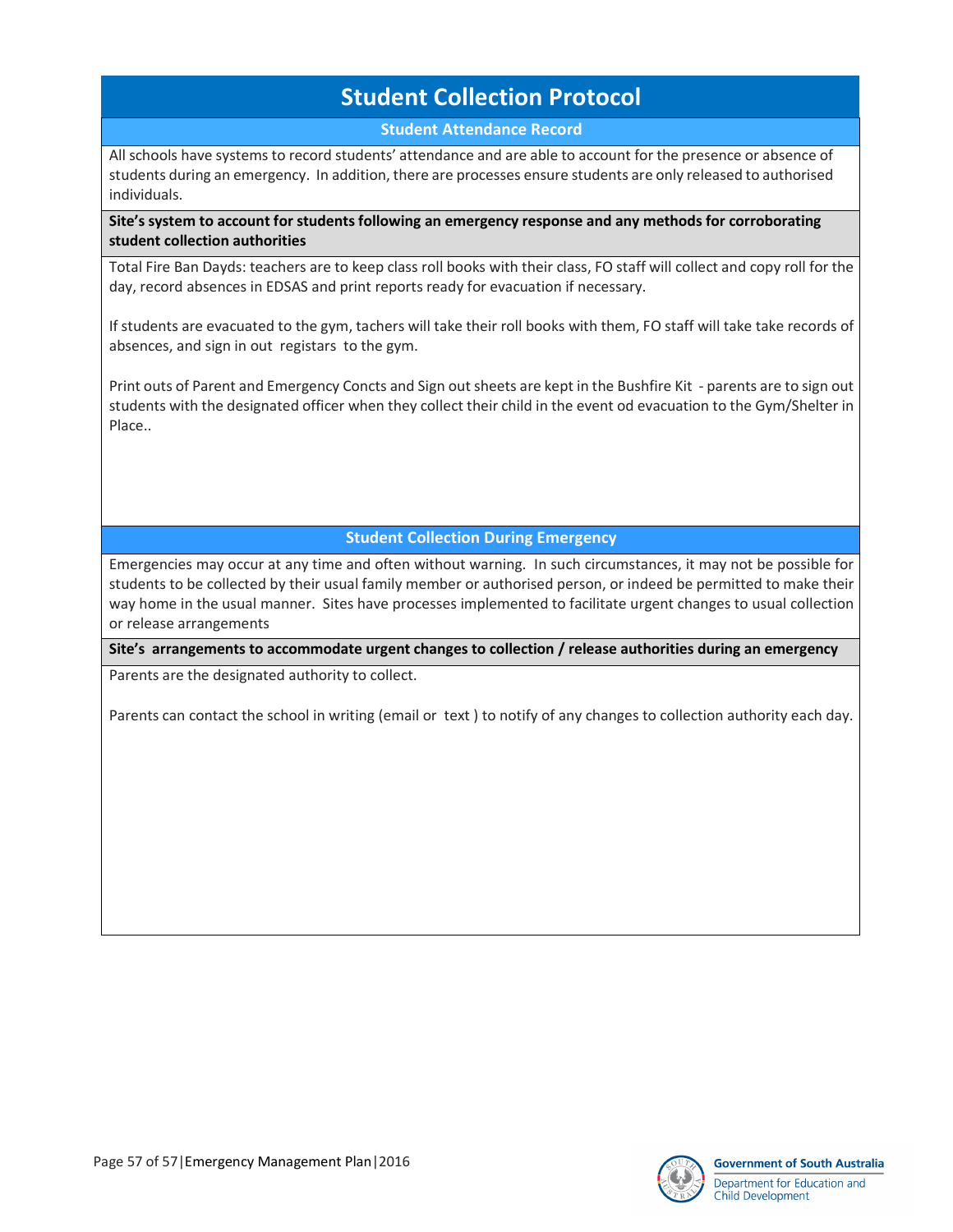# Student Collection Protocol

## Student Attendance Record

All schools have systems to record students' attendance and are able to account for the presence or absence of students during an emergency. In addition, there are processes ensure students are only released to authorised individuals.

**Site's system to account for students following an emergency response and any methods for corroborating student collection authorities**

Total Fire Ban Dayds: teachers are to keep class roll books with their class, FO staff will collect and copy roll for the day, record absences in EDSAS and print reports ready for evacuation if necessary.

If students are evacuated to the gym, tachers will take their roll books with them, FO staff will take take records of absences, and sign in out registars to the gym.

Print outs of Parent and Emergency Concts and Sign out sheets are kept in the Bushfire Kit - parents are to sign out students with the designated officer when they collect their child in the event od evacuation to the Gym/Shelter in Place..

## Student Collection During Emergency

Emergencies may occur at any time and often without warning. In such circumstances, it may not be possible for students to be collected by their usual family member or authorised person, or indeed be permitted to make their way home in the usual manner. Sites have processes implemented to facilitate urgent changes to usual collection or release arrangements

**Site's arrangements to accommodate urgent changes to collection / release authorities during an emergency**

Parents are the designated authority to collect.

Parents can contact the school in writing (email or text ) to notify of any changes to collection authority each day.